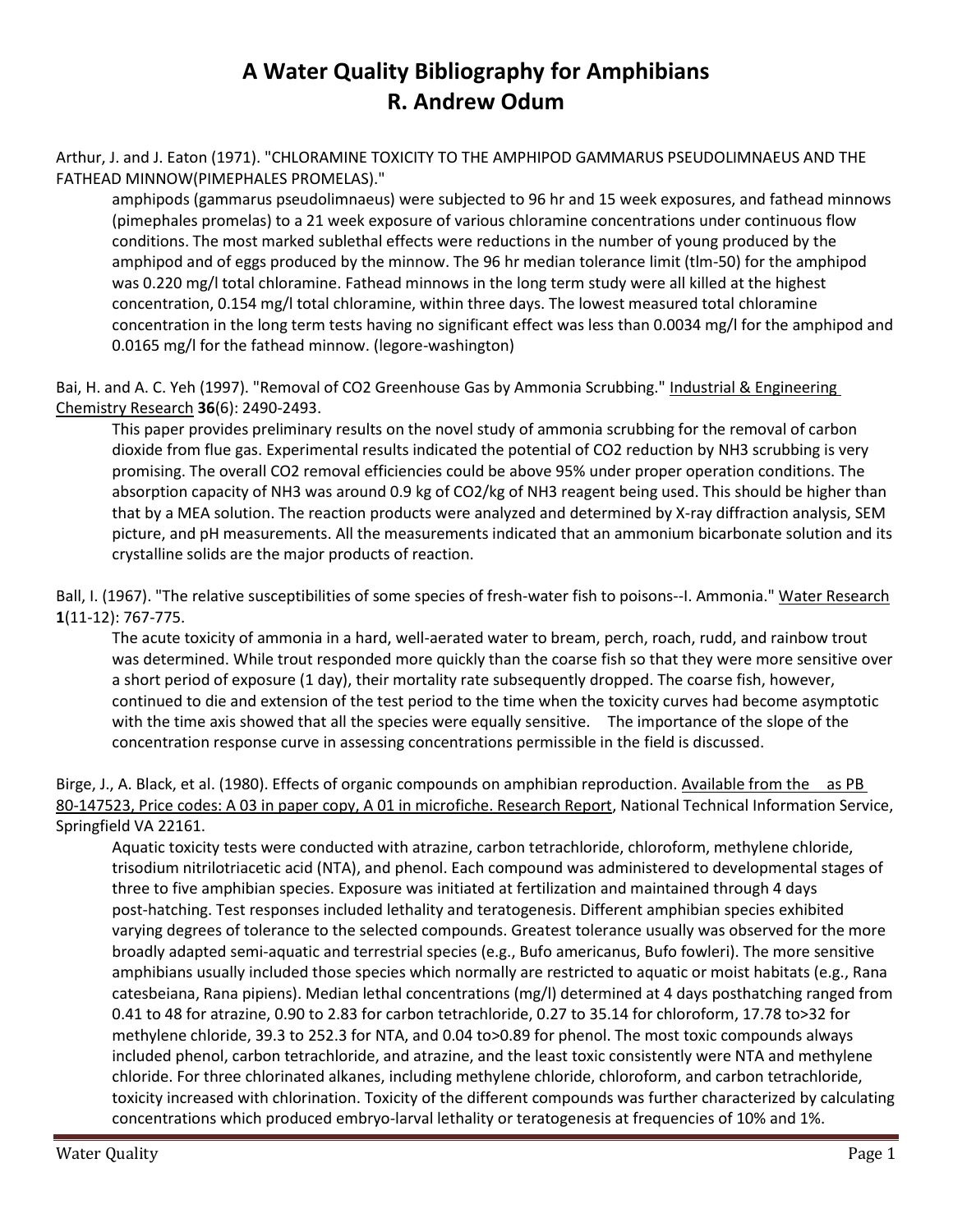# A Water Quality Bibliography for Amphibians
# R. Andrew Odum

Arthur, J. and J. Eaton (1971). "CHLORAMINE TOXICITY TO THE AMPHIPOD GAMMARUS PSEUDOLIMNAEUS AND THE FATHEAD MINNOW(PIMEPHALES PROMELAS)."

> amphipods (gammarus pseudolimnaeus) were subjected to 96 hr and 15 week exposures, and fathead minnows (pimephales promelas) to a 21 week exposure of various chloramine concentrations under continuous flow conditions. The most marked sublethal effects were reductions in the number of young produced by the amphipod and of eggs produced by the minnow. The 96 hr median tolerance limit (tlm-50) for the amphipod was 0.220 mg/l total chloramine. Fathead minnows in the long term study were all killed at the highest concentration, 0.154 mg/l total chloramine, within three days. The lowest measured total chloramine concentration in the long term tests having no significant effect was less than 0.0034 mg/l for the amphipod and 0.0165 mg/l for the fathead minnow. (legore-washington)

Bai, H. and A. C. Yeh (1997). "Removal of $CO_2$ Greenhouse Gas by Ammonia Scrubbing." Industrial & Engineering Chemistry Research **36**(6): 2490-2493.

> This paper provides preliminary results on the novel study of ammonia scrubbing for the removal of carbon dioxide from flue gas. Experimental results indicated the potential of $CO_2$ reduction by $NH_3$ scrubbing is very promising. The overall $CO_2$ removal efficiencies could be above 95% under proper operation conditions. The absorption capacity of $NH_3$ was around 0.9 kg of $CO_2$/kg of $NH_3$ reagent being used. This should be higher than that by a MEA solution. The reaction products were analyzed and determined by X-ray diffraction analysis, SEM picture, and pH measurements. All the measurements indicated that an ammonium bicarbonate solution and its crystalline solids are the major products of reaction.

Ball, I. (1967). "The relative susceptibilities of some species of fresh-water fish to poisons--I. Ammonia." Water Research **1**(11-12): 767-775.

> The acute toxicity of ammonia in a hard, well-aerated water to bream, perch, roach, rudd, and rainbow trout was determined. While trout responded more quickly than the coarse fish so that they were more sensitive over a short period of exposure (1 day), their mortality rate subsequently dropped. The coarse fish, however, continued to die and extension of the test period to the time when the toxicity curves had become asymptotic with the time axis showed that all the species were equally sensitive. The importance of the slope of the concentration response curve in assessing concentrations permissible in the field is discussed.

Birge, J., A. Black, et al. (1980). Effects of organic compounds on amphibian reproduction. Available from the as PB 80-147523, Price codes: A 03 in paper copy, A 01 in microfiche. Research Report, National Technical Information Service, Springfield VA 22161.

> Aquatic toxicity tests were conducted with atrazine, carbon tetrachloride, chloroform, methylene chloride, trisodium nitrilotriacetic acid (NTA), and phenol. Each compound was administered to developmental stages of three to five amphibian species. Exposure was initiated at fertilization and maintained through 4 days post-hatching. Test responses included lethality and teratogenesis. Different amphibian species exhibited varying degrees of tolerance to the selected compounds. Greatest tolerance usually was observed for the more broadly adapted semi-aquatic and terrestrial species (e.g., Bufo americanus, Bufo fowleri). The more sensitive amphibians usually included those species which normally are restricted to aquatic or moist habitats (e.g., Rana catesbeiana, Rana pipiens). Median lethal concentrations (mg/l) determined at 4 days posthatching ranged from 0.41 to 48 for atrazine, 0.90 to 2.83 for carbon tetrachloride, 0.27 to 35.14 for chloroform, 17.78 to>32 for methylene chloride, 39.3 to 252.3 for NTA, and 0.04 to>0.89 for phenol. The most toxic compounds always included phenol, carbon tetrachloride, and atrazine, and the least toxic consistently were NTA and methylene chloride. For three chlorinated alkanes, including methylene chloride, chloroform, and carbon tetrachloride, toxicity increased with chlorination. Toxicity of the different compounds was further characterized by calculating concentrations which produced embryo-larval lethality or teratogenesis at frequencies of 10% and 1%.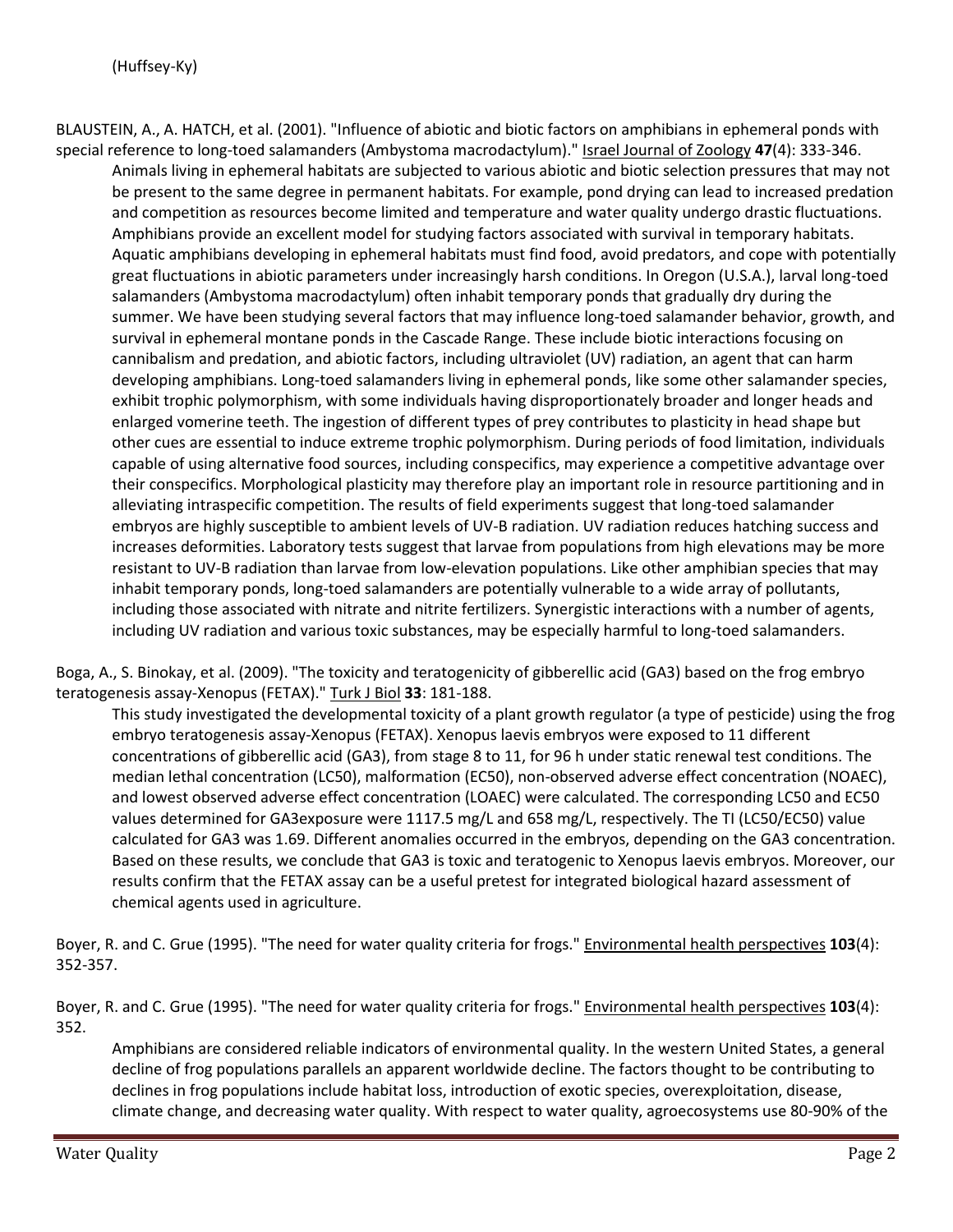(Huffsey-Ky)

BLAUSTEIN, A., A. HATCH, et al. (2001). "Influence of abiotic and biotic factors on amphibians in ephemeral ponds with special reference to long-toed salamanders (Ambystoma macrodactylum)." Israel Journal of Zoology **47**(4): 333-346.

> Animals living in ephemeral habitats are subjected to various abiotic and biotic selection pressures that may not be present to the same degree in permanent habitats. For example, pond drying can lead to increased predation and competition as resources become limited and temperature and water quality undergo drastic fluctuations. Amphibians provide an excellent model for studying factors associated with survival in temporary habitats. Aquatic amphibians developing in ephemeral habitats must find food, avoid predators, and cope with potentially great fluctuations in abiotic parameters under increasingly harsh conditions. In Oregon (U.S.A.), larval long-toed salamanders (Ambystoma macrodactylum) often inhabit temporary ponds that gradually dry during the summer. We have been studying several factors that may influence long-toed salamander behavior, growth, and survival in ephemeral montane ponds in the Cascade Range. These include biotic interactions focusing on cannibalism and predation, and abiotic factors, including ultraviolet (UV) radiation, an agent that can harm developing amphibians. Long-toed salamanders living in ephemeral ponds, like some other salamander species, exhibit trophic polymorphism, with some individuals having disproportionately broader and longer heads and enlarged vomerine teeth. The ingestion of different types of prey contributes to plasticity in head shape but other cues are essential to induce extreme trophic polymorphism. During periods of food limitation, individuals capable of using alternative food sources, including conspecifics, may experience a competitive advantage over their conspecifics. Morphological plasticity may therefore play an important role in resource partitioning and in alleviating intraspecific competition. The results of field experiments suggest that long-toed salamander embryos are highly susceptible to ambient levels of UV-B radiation. UV radiation reduces hatching success and increases deformities. Laboratory tests suggest that larvae from populations from high elevations may be more resistant to UV-B radiation than larvae from low-elevation populations. Like other amphibian species that may inhabit temporary ponds, long-toed salamanders are potentially vulnerable to a wide array of pollutants, including those associated with nitrate and nitrite fertilizers. Synergistic interactions with a number of agents, including UV radiation and various toxic substances, may be especially harmful to long-toed salamanders.

Boga, A., S. Binokay, et al. (2009). "The toxicity and teratogenicity of gibberellic acid (GA3) based on the frog embryo teratogenesis assay-Xenopus (FETAX)." Turk J Biol **33**: 181-188.

> This study investigated the developmental toxicity of a plant growth regulator (a type of pesticide) using the frog embryo teratogenesis assay-Xenopus (FETAX). Xenopus laevis embryos were exposed to 11 different concentrations of gibberellic acid (GA3), from stage 8 to 11, for 96 h under static renewal test conditions. The median lethal concentration (LC50), malformation (EC50), non-observed adverse effect concentration (NOAEC), and lowest observed adverse effect concentration (LOAEC) were calculated. The corresponding LC50 and EC50 values determined for GA3exposure were 1117.5 mg/L and 658 mg/L, respectively. The TI (LC50/EC50) value calculated for GA3 was 1.69. Different anomalies occurred in the embryos, depending on the GA3 concentration. Based on these results, we conclude that GA3 is toxic and teratogenic to Xenopus laevis embryos. Moreover, our results confirm that the FETAX assay can be a useful pretest for integrated biological hazard assessment of chemical agents used in agriculture.

Boyer, R. and C. Grue (1995). "The need for water quality criteria for frogs." Environmental health perspectives **103**(4): 352-357.

Boyer, R. and C. Grue (1995). "The need for water quality criteria for frogs." Environmental health perspectives **103**(4): 352.

> Amphibians are considered reliable indicators of environmental quality. In the western United States, a general decline of frog populations parallels an apparent worldwide decline. The factors thought to be contributing to declines in frog populations include habitat loss, introduction of exotic species, overexploitation, disease, climate change, and decreasing water quality. With respect to water quality, agroecosystems use 80-90% of the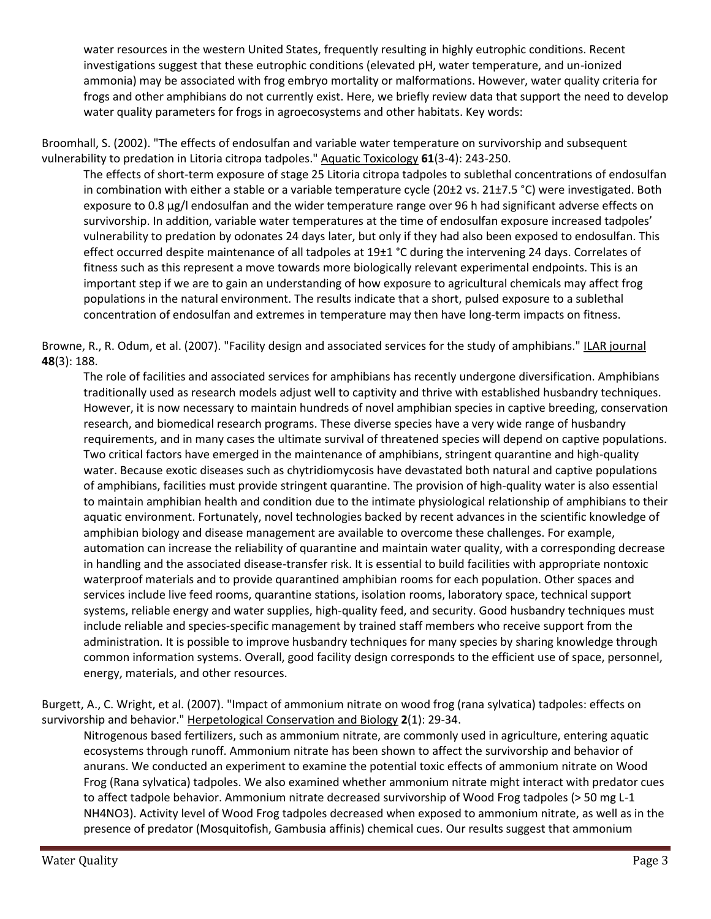water resources in the western United States, frequently resulting in highly eutrophic conditions. Recent investigations suggest that these eutrophic conditions (elevated pH, water temperature, and un-ionized ammonia) may be associated with frog embryo mortality or malformations. However, water quality criteria for frogs and other amphibians do not currently exist. Here, we briefly review data that support the need to develop water quality parameters for frogs in agroecosystems and other habitats. Key words:

Broomhall, S. (2002). "The effects of endosulfan and variable water temperature on survivorship and subsequent vulnerability to predation in Litoria citropa tadpoles." Aquatic Toxicology **61**(3-4): 243-250.

The effects of short-term exposure of stage 25 Litoria citropa tadpoles to sublethal concentrations of endosulfan in combination with either a stable or a variable temperature cycle (20±2 vs. 21±7.5 °C) were investigated. Both exposure to 0.8 μg/l endosulfan and the wider temperature range over 96 h had significant adverse effects on survivorship. In addition, variable water temperatures at the time of endosulfan exposure increased tadpoles' vulnerability to predation by odonates 24 days later, but only if they had also been exposed to endosulfan. This effect occurred despite maintenance of all tadpoles at 19±1 °C during the intervening 24 days. Correlates of fitness such as this represent a move towards more biologically relevant experimental endpoints. This is an important step if we are to gain an understanding of how exposure to agricultural chemicals may affect frog populations in the natural environment. The results indicate that a short, pulsed exposure to a sublethal concentration of endosulfan and extremes in temperature may then have long-term impacts on fitness.

Browne, R., R. Odum, et al. (2007). "Facility design and associated services for the study of amphibians." ILAR journal **48**(3): 188.

The role of facilities and associated services for amphibians has recently undergone diversification. Amphibians traditionally used as research models adjust well to captivity and thrive with established husbandry techniques. However, it is now necessary to maintain hundreds of novel amphibian species in captive breeding, conservation research, and biomedical research programs. These diverse species have a very wide range of husbandry requirements, and in many cases the ultimate survival of threatened species will depend on captive populations. Two critical factors have emerged in the maintenance of amphibians, stringent quarantine and high-quality water. Because exotic diseases such as chytridiomycosis have devastated both natural and captive populations of amphibians, facilities must provide stringent quarantine. The provision of high-quality water is also essential to maintain amphibian health and condition due to the intimate physiological relationship of amphibians to their aquatic environment. Fortunately, novel technologies backed by recent advances in the scientific knowledge of amphibian biology and disease management are available to overcome these challenges. For example, automation can increase the reliability of quarantine and maintain water quality, with a corresponding decrease in handling and the associated disease-transfer risk. It is essential to build facilities with appropriate nontoxic waterproof materials and to provide quarantined amphibian rooms for each population. Other spaces and services include live feed rooms, quarantine stations, isolation rooms, laboratory space, technical support systems, reliable energy and water supplies, high-quality feed, and security. Good husbandry techniques must include reliable and species-specific management by trained staff members who receive support from the administration. It is possible to improve husbandry techniques for many species by sharing knowledge through common information systems. Overall, good facility design corresponds to the efficient use of space, personnel, energy, materials, and other resources.

Burgett, A., C. Wright, et al. (2007). "Impact of ammonium nitrate on wood frog (rana sylvatica) tadpoles: effects on survivorship and behavior." Herpetological Conservation and Biology **2**(1): 29-34.

Nitrogenous based fertilizers, such as ammonium nitrate, are commonly used in agriculture, entering aquatic ecosystems through runoff. Ammonium nitrate has been shown to affect the survivorship and behavior of anurans. We conducted an experiment to examine the potential toxic effects of ammonium nitrate on Wood Frog (Rana sylvatica) tadpoles. We also examined whether ammonium nitrate might interact with predator cues to affect tadpole behavior. Ammonium nitrate decreased survivorship of Wood Frog tadpoles (> 50 mg $L^{-1}$ $NH_4NO_3$). Activity level of Wood Frog tadpoles decreased when exposed to ammonium nitrate, as well as in the presence of predator (Mosquitofish, Gambusia affinis) chemical cues. Our results suggest that ammonium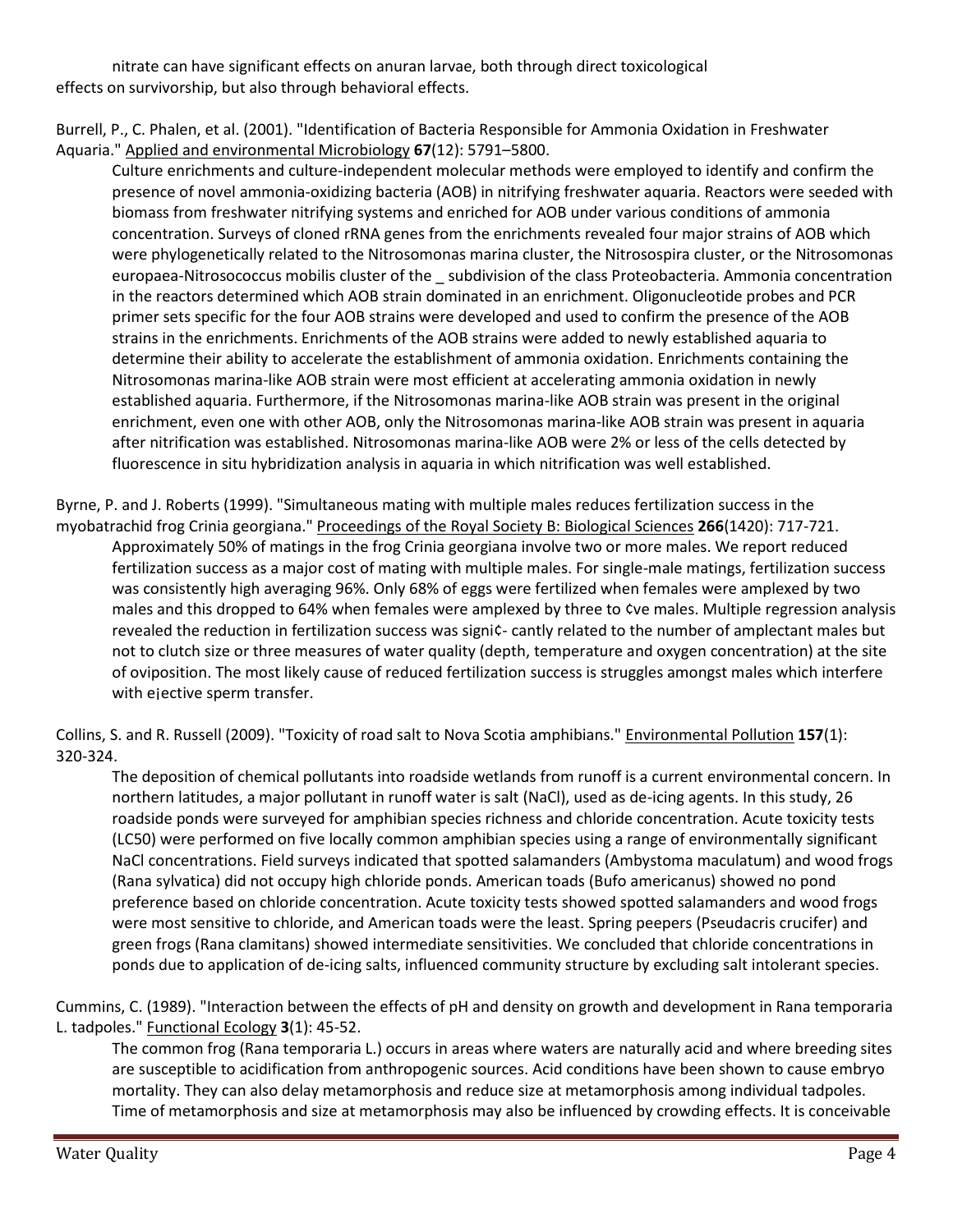nitrate can have significant effects on anuran larvae, both through direct toxicological effects on survivorship, but also through behavioral effects.

Burrell, P., C. Phalen, et al. (2001). "Identification of Bacteria Responsible for Ammonia Oxidation in Freshwater Aquaria." Applied and environmental Microbiology **67**(12): 5791–5800.

Culture enrichments and culture-independent molecular methods were employed to identify and confirm the presence of novel ammonia-oxidizing bacteria (AOB) in nitrifying freshwater aquaria. Reactors were seeded with biomass from freshwater nitrifying systems and enriched for AOB under various conditions of ammonia concentration. Surveys of cloned rRNA genes from the enrichments revealed four major strains of AOB which were phylogenetically related to the Nitrosomonas marina cluster, the Nitrosospira cluster, or the Nitrosomonas europaea-Nitrosococcus mobilis cluster of the _ subdivision of the class Proteobacteria. Ammonia concentration in the reactors determined which AOB strain dominated in an enrichment. Oligonucleotide probes and PCR primer sets specific for the four AOB strains were developed and used to confirm the presence of the AOB strains in the enrichments. Enrichments of the AOB strains were added to newly established aquaria to determine their ability to accelerate the establishment of ammonia oxidation. Enrichments containing the Nitrosomonas marina-like AOB strain were most efficient at accelerating ammonia oxidation in newly established aquaria. Furthermore, if the Nitrosomonas marina-like AOB strain was present in the original enrichment, even one with other AOB, only the Nitrosomonas marina-like AOB strain was present in aquaria after nitrification was established. Nitrosomonas marina-like AOB were 2% or less of the cells detected by fluorescence in situ hybridization analysis in aquaria in which nitrification was well established.

Byrne, P. and J. Roberts (1999). "Simultaneous mating with multiple males reduces fertilization success in the myobatrachid frog Crinia georgiana." Proceedings of the Royal Society B: Biological Sciences **266**(1420): 717-721.

Approximately 50% of matings in the frog Crinia georgiana involve two or more males. We report reduced fertilization success as a major cost of mating with multiple males. For single-male matings, fertilization success was consistently high averaging 96%. Only 68% of eggs were fertilized when females were amplexed by two males and this dropped to 64% when females were amplexed by three to ¢ve males. Multiple regression analysis revealed the reduction in fertilization success was signi¢- cantly related to the number of amplectant males but not to clutch size or three measures of water quality (depth, temperature and oxygen concentration) at the site of oviposition. The most likely cause of reduced fertilization success is struggles amongst males which interfere with e¡ective sperm transfer.

Collins, S. and R. Russell (2009). "Toxicity of road salt to Nova Scotia amphibians." Environmental Pollution **157**(1): 320-324.

The deposition of chemical pollutants into roadside wetlands from runoff is a current environmental concern. In northern latitudes, a major pollutant in runoff water is salt (NaCl), used as de-icing agents. In this study, 26 roadside ponds were surveyed for amphibian species richness and chloride concentration. Acute toxicity tests (LC50) were performed on five locally common amphibian species using a range of environmentally significant NaCl concentrations. Field surveys indicated that spotted salamanders (Ambystoma maculatum) and wood frogs (Rana sylvatica) did not occupy high chloride ponds. American toads (Bufo americanus) showed no pond preference based on chloride concentration. Acute toxicity tests showed spotted salamanders and wood frogs were most sensitive to chloride, and American toads were the least. Spring peepers (Pseudacris crucifer) and green frogs (Rana clamitans) showed intermediate sensitivities. We concluded that chloride concentrations in ponds due to application of de-icing salts, influenced community structure by excluding salt intolerant species.

Cummins, C. (1989). "Interaction between the effects of pH and density on growth and development in Rana temporaria L. tadpoles." Functional Ecology **3**(1): 45-52.

The common frog (Rana temporaria L.) occurs in areas where waters are naturally acid and where breeding sites are susceptible to acidification from anthropogenic sources. Acid conditions have been shown to cause embryo mortality. They can also delay metamorphosis and reduce size at metamorphosis among individual tadpoles. Time of metamorphosis and size at metamorphosis may also be influenced by crowding effects. It is conceivable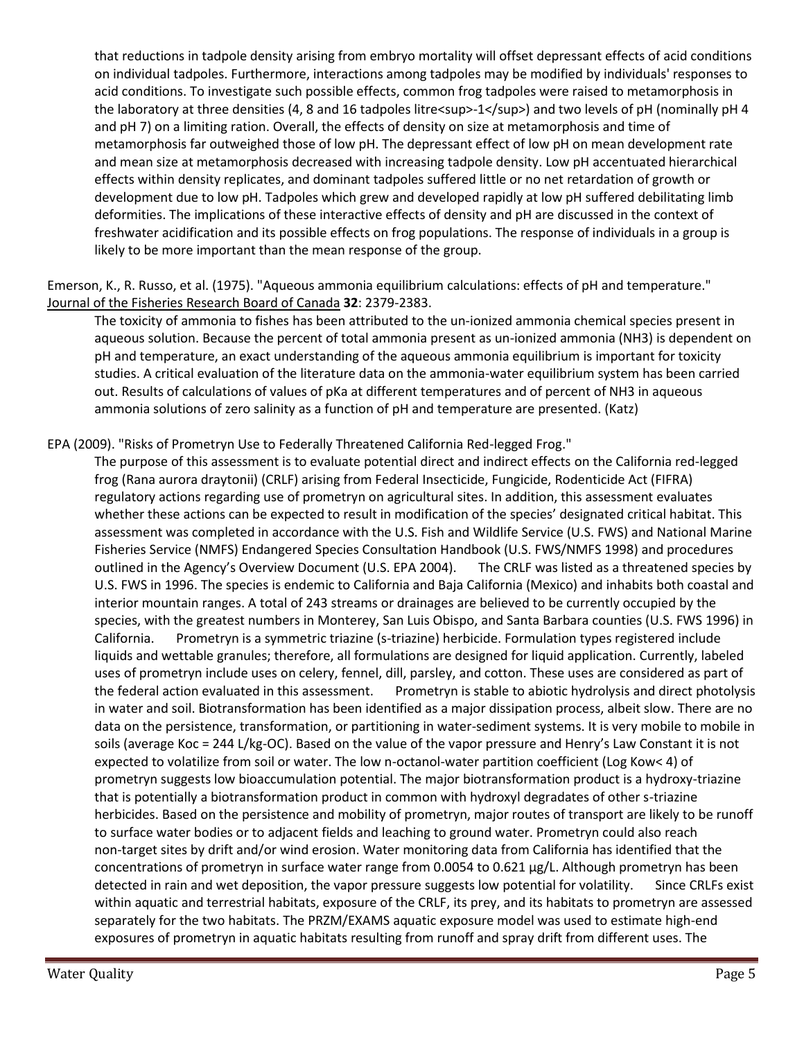that reductions in tadpole density arising from embryo mortality will offset depressant effects of acid conditions on individual tadpoles. Furthermore, interactions among tadpoles may be modified by individuals' responses to acid conditions. To investigate such possible effects, common frog tadpoles were raised to metamorphosis in the laboratory at three densities (4, 8 and 16 tadpoles litre<sup>-1</sup>) and two levels of pH (nominally pH 4 and pH 7) on a limiting ration. Overall, the effects of density on size at metamorphosis and time of metamorphosis far outweighed those of low pH. The depressant effect of low pH on mean development rate and mean size at metamorphosis decreased with increasing tadpole density. Low pH accentuated hierarchical effects within density replicates, and dominant tadpoles suffered little or no net retardation of growth or development due to low pH. Tadpoles which grew and developed rapidly at low pH suffered debilitating limb deformities. The implications of these interactive effects of density and pH are discussed in the context of freshwater acidification and its possible effects on frog populations. The response of individuals in a group is likely to be more important than the mean response of the group.

Emerson, K., R. Russo, et al. (1975). "Aqueous ammonia equilibrium calculations: effects of pH and temperature." Journal of the Fisheries Research Board of Canada **32**: 2379-2383.

The toxicity of ammonia to fishes has been attributed to the un-ionized ammonia chemical species present in aqueous solution. Because the percent of total ammonia present as un-ionized ammonia ($NH_3$) is dependent on pH and temperature, an exact understanding of the aqueous ammonia equilibrium is important for toxicity studies. A critical evaluation of the literature data on the ammonia-water equilibrium system has been carried out. Results of calculations of values of pKa at different temperatures and of percent of $NH_3$ in aqueous ammonia solutions of zero salinity as a function of pH and temperature are presented. (Katz)

EPA (2009). "Risks of Prometryn Use to Federally Threatened California Red-legged Frog."

The purpose of this assessment is to evaluate potential direct and indirect effects on the California red-legged frog (Rana aurora draytonii) (CRLF) arising from Federal Insecticide, Fungicide, Rodenticide Act (FIFRA) regulatory actions regarding use of prometryn on agricultural sites. In addition, this assessment evaluates whether these actions can be expected to result in modification of the species' designated critical habitat. This assessment was completed in accordance with the U.S. Fish and Wildlife Service (U.S. FWS) and National Marine Fisheries Service (NMFS) Endangered Species Consultation Handbook (U.S. FWS/NMFS 1998) and procedures outlined in the Agency's Overview Document (U.S. EPA 2004). The CRLF was listed as a threatened species by U.S. FWS in 1996. The species is endemic to California and Baja California (Mexico) and inhabits both coastal and interior mountain ranges. A total of 243 streams or drainages are believed to be currently occupied by the species, with the greatest numbers in Monterey, San Luis Obispo, and Santa Barbara counties (U.S. FWS 1996) in California. Prometryn is a symmetric triazine (s-triazine) herbicide. Formulation types registered include liquids and wettable granules; therefore, all formulations are designed for liquid application. Currently, labeled uses of prometryn include uses on celery, fennel, dill, parsley, and cotton. These uses are considered as part of the federal action evaluated in this assessment. Prometryn is stable to abiotic hydrolysis and direct photolysis in water and soil. Biotransformation has been identified as a major dissipation process, albeit slow. There are no data on the persistence, transformation, or partitioning in water-sediment systems. It is very mobile to mobile in soils (average Koc = 244 L/kg-OC). Based on the value of the vapor pressure and Henry's Law Constant it is not expected to volatilize from soil or water. The low n-octanol-water partition coefficient (Log Kow< 4) of prometryn suggests low bioaccumulation potential. The major biotransformation product is a hydroxy-triazine that is potentially a biotransformation product in common with hydroxyl degradates of other s-triazine herbicides. Based on the persistence and mobility of prometryn, major routes of transport are likely to be runoff to surface water bodies or to adjacent fields and leaching to ground water. Prometryn could also reach non-target sites by drift and/or wind erosion. Water monitoring data from California has identified that the concentrations of prometryn in surface water range from 0.0054 to 0.621 µg/L. Although prometryn has been detected in rain and wet deposition, the vapor pressure suggests low potential for volatility. Since CRLFs exist within aquatic and terrestrial habitats, exposure of the CRLF, its prey, and its habitats to prometryn are assessed separately for the two habitats. The PRZM/EXAMS aquatic exposure model was used to estimate high-end exposures of prometryn in aquatic habitats resulting from runoff and spray drift from different uses. The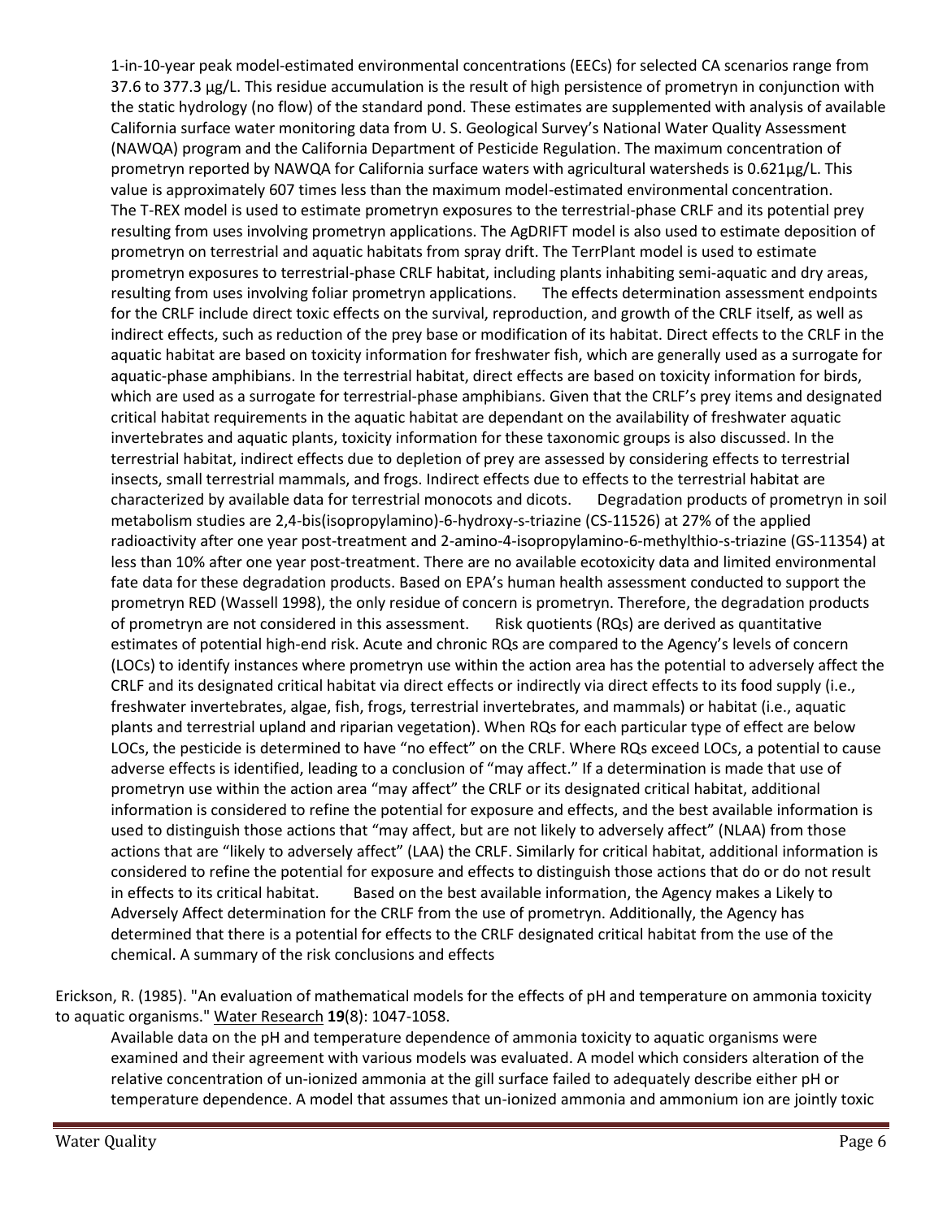1-in-10-year peak model-estimated environmental concentrations (EECs) for selected CA scenarios range from 37.6 to 377.3 µg/L. This residue accumulation is the result of high persistence of prometryn in conjunction with the static hydrology (no flow) of the standard pond. These estimates are supplemented with analysis of available California surface water monitoring data from U. S. Geological Survey's National Water Quality Assessment (NAWQA) program and the California Department of Pesticide Regulation. The maximum concentration of prometryn reported by NAWQA for California surface waters with agricultural watersheds is 0.621µg/L. This value is approximately 607 times less than the maximum model-estimated environmental concentration. The T-REX model is used to estimate prometryn exposures to the terrestrial-phase CRLF and its potential prey resulting from uses involving prometryn applications. The AgDRIFT model is also used to estimate deposition of prometryn on terrestrial and aquatic habitats from spray drift. The TerrPlant model is used to estimate prometryn exposures to terrestrial-phase CRLF habitat, including plants inhabiting semi-aquatic and dry areas, resulting from uses involving foliar prometryn applications. The effects determination assessment endpoints for the CRLF include direct toxic effects on the survival, reproduction, and growth of the CRLF itself, as well as indirect effects, such as reduction of the prey base or modification of its habitat. Direct effects to the CRLF in the aquatic habitat are based on toxicity information for freshwater fish, which are generally used as a surrogate for aquatic-phase amphibians. In the terrestrial habitat, direct effects are based on toxicity information for birds, which are used as a surrogate for terrestrial-phase amphibians. Given that the CRLF's prey items and designated critical habitat requirements in the aquatic habitat are dependant on the availability of freshwater aquatic invertebrates and aquatic plants, toxicity information for these taxonomic groups is also discussed. In the terrestrial habitat, indirect effects due to depletion of prey are assessed by considering effects to terrestrial insects, small terrestrial mammals, and frogs. Indirect effects due to effects to the terrestrial habitat are characterized by available data for terrestrial monocots and dicots. Degradation products of prometryn in soil metabolism studies are 2,4-bis(isopropylamino)-6-hydroxy-s-triazine (CS-11526) at 27% of the applied radioactivity after one year post-treatment and 2-amino-4-isopropylamino-6-methylthio-s-triazine (GS-11354) at less than 10% after one year post-treatment. There are no available ecotoxicity data and limited environmental fate data for these degradation products. Based on EPA's human health assessment conducted to support the prometryn RED (Wassell 1998), the only residue of concern is prometryn. Therefore, the degradation products of prometryn are not considered in this assessment. Risk quotients (RQs) are derived as quantitative estimates of potential high-end risk. Acute and chronic RQs are compared to the Agency's levels of concern (LOCs) to identify instances where prometryn use within the action area has the potential to adversely affect the CRLF and its designated critical habitat via direct effects or indirectly via direct effects to its food supply (i.e., freshwater invertebrates, algae, fish, frogs, terrestrial invertebrates, and mammals) or habitat (i.e., aquatic plants and terrestrial upland and riparian vegetation). When RQs for each particular type of effect are below LOCs, the pesticide is determined to have "no effect" on the CRLF. Where RQs exceed LOCs, a potential to cause adverse effects is identified, leading to a conclusion of "may affect." If a determination is made that use of prometryn use within the action area "may affect" the CRLF or its designated critical habitat, additional information is considered to refine the potential for exposure and effects, and the best available information is used to distinguish those actions that "may affect, but are not likely to adversely affect" (NLAA) from those actions that are "likely to adversely affect" (LAA) the CRLF. Similarly for critical habitat, additional information is considered to refine the potential for exposure and effects to distinguish those actions that do or do not result in effects to its critical habitat. Based on the best available information, the Agency makes a Likely to Adversely Affect determination for the CRLF from the use of prometryn. Additionally, the Agency has determined that there is a potential for effects to the CRLF designated critical habitat from the use of the chemical. A summary of the risk conclusions and effects

Erickson, R. (1985). "An evaluation of mathematical models for the effects of pH and temperature on ammonia toxicity to aquatic organisms." Water Research **19**(8): 1047-1058.

Available data on the pH and temperature dependence of ammonia toxicity to aquatic organisms were examined and their agreement with various models was evaluated. A model which considers alteration of the relative concentration of un-ionized ammonia at the gill surface failed to adequately describe either pH or temperature dependence. A model that assumes that un-ionized ammonia and ammonium ion are jointly toxic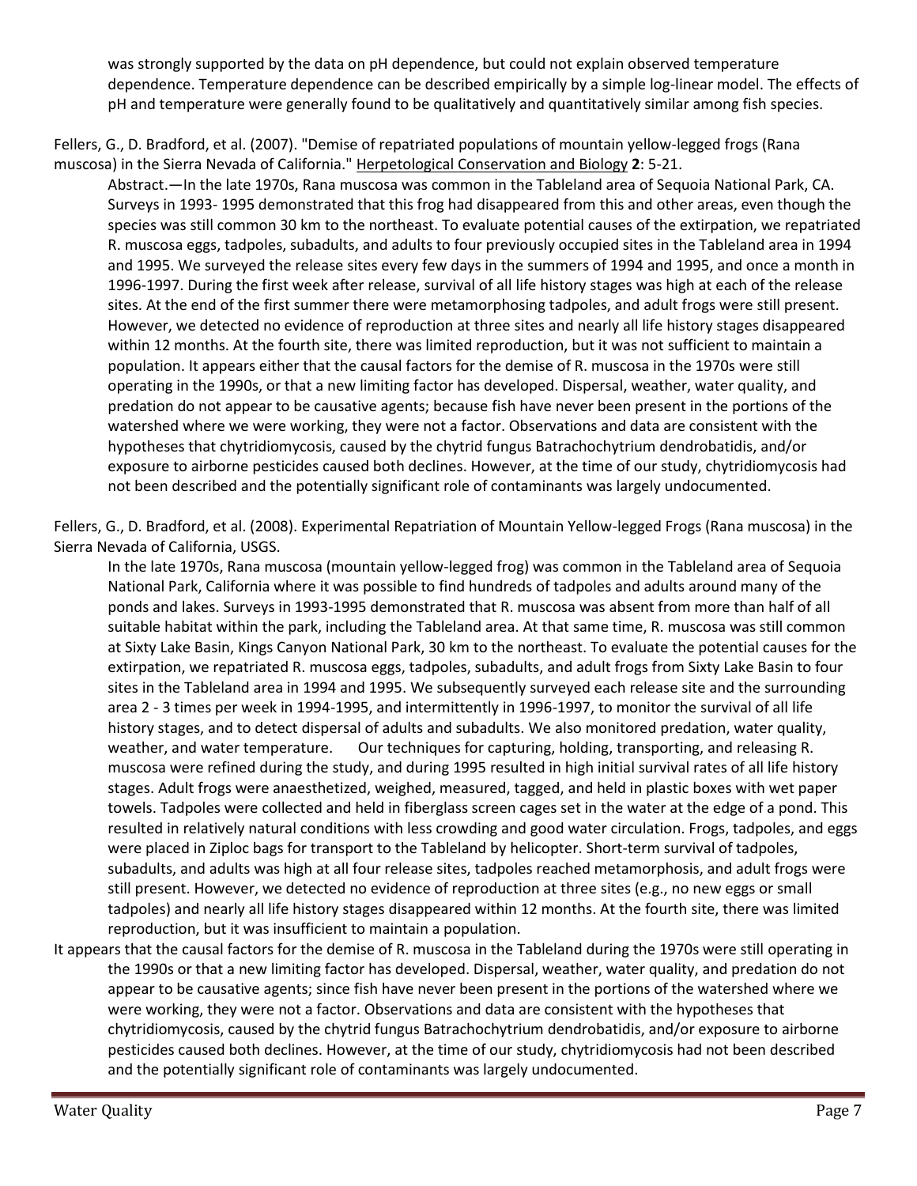was strongly supported by the data on pH dependence, but could not explain observed temperature dependence. Temperature dependence can be described empirically by a simple log-linear model. The effects of pH and temperature were generally found to be qualitatively and quantitatively similar among fish species.

Fellers, G., D. Bradford, et al. (2007). "Demise of repatriated populations of mountain yellow-legged frogs (Rana muscosa) in the Sierra Nevada of California." Herpetological Conservation and Biology **2**: 5-21.

Abstract.—In the late 1970s, Rana muscosa was common in the Tableland area of Sequoia National Park, CA. Surveys in 1993- 1995 demonstrated that this frog had disappeared from this and other areas, even though the species was still common 30 km to the northeast. To evaluate potential causes of the extirpation, we repatriated R. muscosa eggs, tadpoles, subadults, and adults to four previously occupied sites in the Tableland area in 1994 and 1995. We surveyed the release sites every few days in the summers of 1994 and 1995, and once a month in 1996-1997. During the first week after release, survival of all life history stages was high at each of the release sites. At the end of the first summer there were metamorphosing tadpoles, and adult frogs were still present. However, we detected no evidence of reproduction at three sites and nearly all life history stages disappeared within 12 months. At the fourth site, there was limited reproduction, but it was not sufficient to maintain a population. It appears either that the causal factors for the demise of R. muscosa in the 1970s were still operating in the 1990s, or that a new limiting factor has developed. Dispersal, weather, water quality, and predation do not appear to be causative agents; because fish have never been present in the portions of the watershed where we were working, they were not a factor. Observations and data are consistent with the hypotheses that chytridiomycosis, caused by the chytrid fungus Batrachochytrium dendrobatidis, and/or exposure to airborne pesticides caused both declines. However, at the time of our study, chytridiomycosis had not been described and the potentially significant role of contaminants was largely undocumented.

Fellers, G., D. Bradford, et al. (2008). Experimental Repatriation of Mountain Yellow-legged Frogs (Rana muscosa) in the Sierra Nevada of California, USGS.

In the late 1970s, Rana muscosa (mountain yellow-legged frog) was common in the Tableland area of Sequoia National Park, California where it was possible to find hundreds of tadpoles and adults around many of the ponds and lakes. Surveys in 1993-1995 demonstrated that R. muscosa was absent from more than half of all suitable habitat within the park, including the Tableland area. At that same time, R. muscosa was still common at Sixty Lake Basin, Kings Canyon National Park, 30 km to the northeast. To evaluate the potential causes for the extirpation, we repatriated R. muscosa eggs, tadpoles, subadults, and adult frogs from Sixty Lake Basin to four sites in the Tableland area in 1994 and 1995. We subsequently surveyed each release site and the surrounding area 2 - 3 times per week in 1994-1995, and intermittently in 1996-1997, to monitor the survival of all life history stages, and to detect dispersal of adults and subadults. We also monitored predation, water quality, weather, and water temperature. Our techniques for capturing, holding, transporting, and releasing R. muscosa were refined during the study, and during 1995 resulted in high initial survival rates of all life history stages. Adult frogs were anaesthetized, weighed, measured, tagged, and held in plastic boxes with wet paper towels. Tadpoles were collected and held in fiberglass screen cages set in the water at the edge of a pond. This resulted in relatively natural conditions with less crowding and good water circulation. Frogs, tadpoles, and eggs were placed in Ziploc bags for transport to the Tableland by helicopter. Short-term survival of tadpoles, subadults, and adults was high at all four release sites, tadpoles reached metamorphosis, and adult frogs were still present. However, we detected no evidence of reproduction at three sites (e.g., no new eggs or small tadpoles) and nearly all life history stages disappeared within 12 months. At the fourth site, there was limited reproduction, but it was insufficient to maintain a population.

It appears that the causal factors for the demise of R. muscosa in the Tableland during the 1970s were still operating in the 1990s or that a new limiting factor has developed. Dispersal, weather, water quality, and predation do not appear to be causative agents; since fish have never been present in the portions of the watershed where we were working, they were not a factor. Observations and data are consistent with the hypotheses that chytridiomycosis, caused by the chytrid fungus Batrachochytrium dendrobatidis, and/or exposure to airborne pesticides caused both declines. However, at the time of our study, chytridiomycosis had not been described and the potentially significant role of contaminants was largely undocumented.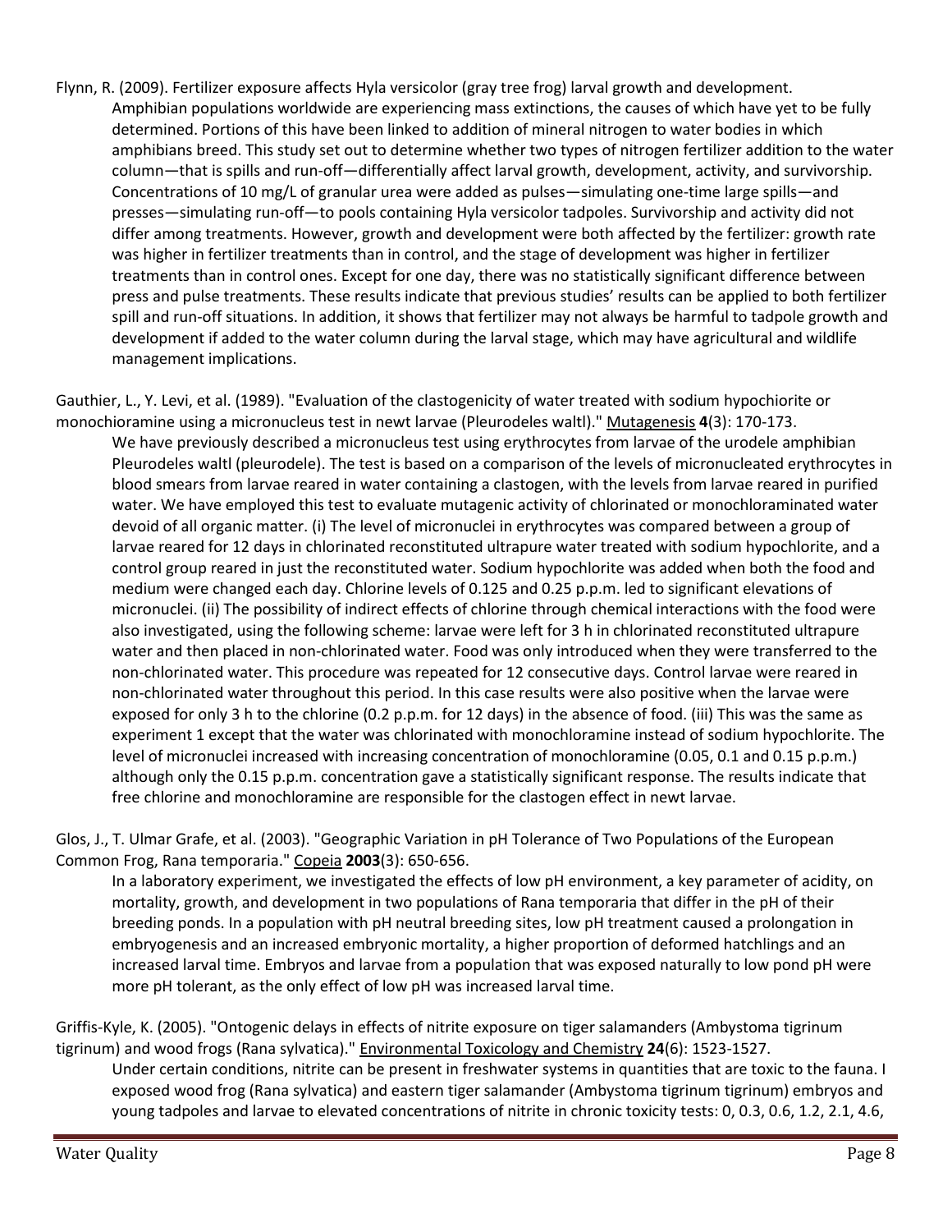Flynn, R. (2009). Fertilizer exposure affects Hyla versicolor (gray tree frog) larval growth and development.

Amphibian populations worldwide are experiencing mass extinctions, the causes of which have yet to be fully determined. Portions of this have been linked to addition of mineral nitrogen to water bodies in which amphibians breed. This study set out to determine whether two types of nitrogen fertilizer addition to the water column—that is spills and run-off—differentially affect larval growth, development, activity, and survivorship. Concentrations of 10 mg/L of granular urea were added as pulses—simulating one-time large spills—and presses—simulating run-off—to pools containing Hyla versicolor tadpoles. Survivorship and activity did not differ among treatments. However, growth and development were both affected by the fertilizer: growth rate was higher in fertilizer treatments than in control, and the stage of development was higher in fertilizer treatments than in control ones. Except for one day, there was no statistically significant difference between press and pulse treatments. These results indicate that previous studies' results can be applied to both fertilizer spill and run-off situations. In addition, it shows that fertilizer may not always be harmful to tadpole growth and development if added to the water column during the larval stage, which may have agricultural and wildlife management implications.

Gauthier, L., Y. Levi, et al. (1989). "Evaluation of the clastogenicity of water treated with sodium hypochiorite or monochioramine using a micronucleus test in newt larvae (Pleurodeles waltl)." Mutagenesis **4**(3): 170-173.

We have previously described a micronucleus test using erythrocytes from larvae of the urodele amphibian Pleurodeles waltl (pleurodele). The test is based on a comparison of the levels of micronucleated erythrocytes in blood smears from larvae reared in water containing a clastogen, with the levels from larvae reared in purified water. We have employed this test to evaluate mutagenic activity of chlorinated or monochloraminated water devoid of all organic matter. (i) The level of micronuclei in erythrocytes was compared between a group of larvae reared for 12 days in chlorinated reconstituted ultrapure water treated with sodium hypochlorite, and a control group reared in just the reconstituted water. Sodium hypochlorite was added when both the food and medium were changed each day. Chlorine levels of 0.125 and 0.25 p.p.m. led to significant elevations of micronuclei. (ii) The possibility of indirect effects of chlorine through chemical interactions with the food were also investigated, using the following scheme: larvae were left for 3 h in chlorinated reconstituted ultrapure water and then placed in non-chlorinated water. Food was only introduced when they were transferred to the non-chlorinated water. This procedure was repeated for 12 consecutive days. Control larvae were reared in non-chlorinated water throughout this period. In this case results were also positive when the larvae were exposed for only 3 h to the chlorine (0.2 p.p.m. for 12 days) in the absence of food. (iii) This was the same as experiment 1 except that the water was chlorinated with monochloramine instead of sodium hypochlorite. The level of micronuclei increased with increasing concentration of monochloramine (0.05, 0.1 and 0.15 p.p.m.) although only the 0.15 p.p.m. concentration gave a statistically significant response. The results indicate that free chlorine and monochloramine are responsible for the clastogen effect in newt larvae.

Glos, J., T. Ulmar Grafe, et al. (2003). "Geographic Variation in pH Tolerance of Two Populations of the European Common Frog, Rana temporaria." Copeia **2003**(3): 650-656.

In a laboratory experiment, we investigated the effects of low pH environment, a key parameter of acidity, on mortality, growth, and development in two populations of Rana temporaria that differ in the pH of their breeding ponds. In a population with pH neutral breeding sites, low pH treatment caused a prolongation in embryogenesis and an increased embryonic mortality, a higher proportion of deformed hatchlings and an increased larval time. Embryos and larvae from a population that was exposed naturally to low pond pH were more pH tolerant, as the only effect of low pH was increased larval time.

Griffis-Kyle, K. (2005). "Ontogenic delays in effects of nitrite exposure on tiger salamanders (Ambystoma tigrinum tigrinum) and wood frogs (Rana sylvatica)." Environmental Toxicology and Chemistry **24**(6): 1523-1527.

Under certain conditions, nitrite can be present in freshwater systems in quantities that are toxic to the fauna. I exposed wood frog (Rana sylvatica) and eastern tiger salamander (Ambystoma tigrinum tigrinum) embryos and young tadpoles and larvae to elevated concentrations of nitrite in chronic toxicity tests: 0, 0.3, 0.6, 1.2, 2.1, 4.6,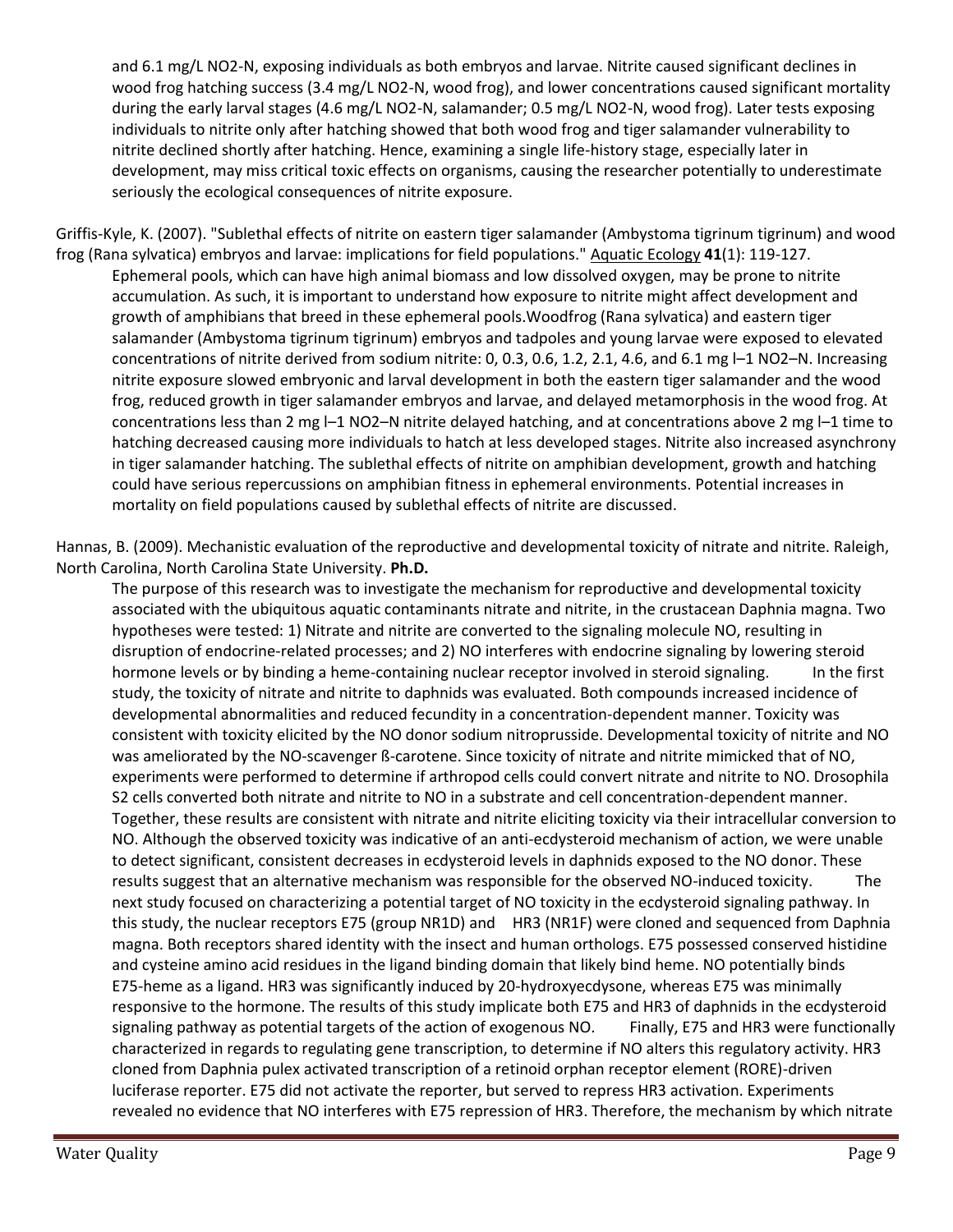and 6.1 mg/L $NO_2$-N, exposing individuals as both embryos and larvae. Nitrite caused significant declines in wood frog hatching success (3.4 mg/L $NO_2$-N, wood frog), and lower concentrations caused significant mortality during the early larval stages (4.6 mg/L $NO_2$-N, salamander; 0.5 mg/L $NO_2$-N, wood frog). Later tests exposing individuals to nitrite only after hatching showed that both wood frog and tiger salamander vulnerability to nitrite declined shortly after hatching. Hence, examining a single life-history stage, especially later in development, may miss critical toxic effects on organisms, causing the researcher potentially to underestimate seriously the ecological consequences of nitrite exposure.

Griffis-Kyle, K. (2007). "Sublethal effects of nitrite on eastern tiger salamander (Ambystoma tigrinum tigrinum) and wood frog (Rana sylvatica) embryos and larvae: implications for field populations." Aquatic Ecology **41**(1): 119-127.

Ephemeral pools, which can have high animal biomass and low dissolved oxygen, may be prone to nitrite accumulation. As such, it is important to understand how exposure to nitrite might affect development and growth of amphibians that breed in these ephemeral pools.Woodfrog (Rana sylvatica) and eastern tiger salamander (Ambystoma tigrinum tigrinum) embryos and tadpoles and young larvae were exposed to elevated concentrations of nitrite derived from sodium nitrite: 0, 0.3, 0.6, 1.2, 2.1, 4.6, and 6.1 mg $l^{-1}$ $NO_2$–N. Increasing nitrite exposure slowed embryonic and larval development in both the eastern tiger salamander and the wood frog, reduced growth in tiger salamander embryos and larvae, and delayed metamorphosis in the wood frog. At concentrations less than 2 mg $l^{-1}$ $NO_2$–N nitrite delayed hatching, and at concentrations above 2 mg $l^{-1}$ time to hatching decreased causing more individuals to hatch at less developed stages. Nitrite also increased asynchrony in tiger salamander hatching. The sublethal effects of nitrite on amphibian development, growth and hatching could have serious repercussions on amphibian fitness in ephemeral environments. Potential increases in mortality on field populations caused by sublethal effects of nitrite are discussed.

Hannas, B. (2009). Mechanistic evaluation of the reproductive and developmental toxicity of nitrate and nitrite. Raleigh, North Carolina, North Carolina State University. **Ph.D.**

The purpose of this research was to investigate the mechanism for reproductive and developmental toxicity associated with the ubiquitous aquatic contaminants nitrate and nitrite, in the crustacean Daphnia magna. Two hypotheses were tested: 1) Nitrate and nitrite are converted to the signaling molecule NO, resulting in disruption of endocrine-related processes; and 2) NO interferes with endocrine signaling by lowering steroid hormone levels or by binding a heme-containing nuclear receptor involved in steroid signaling. In the first study, the toxicity of nitrate and nitrite to daphnids was evaluated. Both compounds increased incidence of developmental abnormalities and reduced fecundity in a concentration-dependent manner. Toxicity was consistent with toxicity elicited by the NO donor sodium nitroprusside. Developmental toxicity of nitrite and NO was ameliorated by the NO-scavenger ß-carotene. Since toxicity of nitrate and nitrite mimicked that of NO, experiments were performed to determine if arthropod cells could convert nitrate and nitrite to NO. Drosophila S2 cells converted both nitrate and nitrite to NO in a substrate and cell concentration-dependent manner. Together, these results are consistent with nitrate and nitrite eliciting toxicity via their intracellular conversion to NO. Although the observed toxicity was indicative of an anti-ecdysteroid mechanism of action, we were unable to detect significant, consistent decreases in ecdysteroid levels in daphnids exposed to the NO donor. These results suggest that an alternative mechanism was responsible for the observed NO-induced toxicity. The next study focused on characterizing a potential target of NO toxicity in the ecdysteroid signaling pathway. In this study, the nuclear receptors E75 (group NR1D) and HR3 (NR1F) were cloned and sequenced from Daphnia magna. Both receptors shared identity with the insect and human orthologs. E75 possessed conserved histidine and cysteine amino acid residues in the ligand binding domain that likely bind heme. NO potentially binds E75-heme as a ligand. HR3 was significantly induced by 20-hydroxyecdysone, whereas E75 was minimally responsive to the hormone. The results of this study implicate both E75 and HR3 of daphnids in the ecdysteroid signaling pathway as potential targets of the action of exogenous NO. Finally, E75 and HR3 were functionally characterized in regards to regulating gene transcription, to determine if NO alters this regulatory activity. HR3 cloned from Daphnia pulex activated transcription of a retinoid orphan receptor element (RORE)-driven luciferase reporter. E75 did not activate the reporter, but served to repress HR3 activation. Experiments revealed no evidence that NO interferes with E75 repression of HR3. Therefore, the mechanism by which nitrate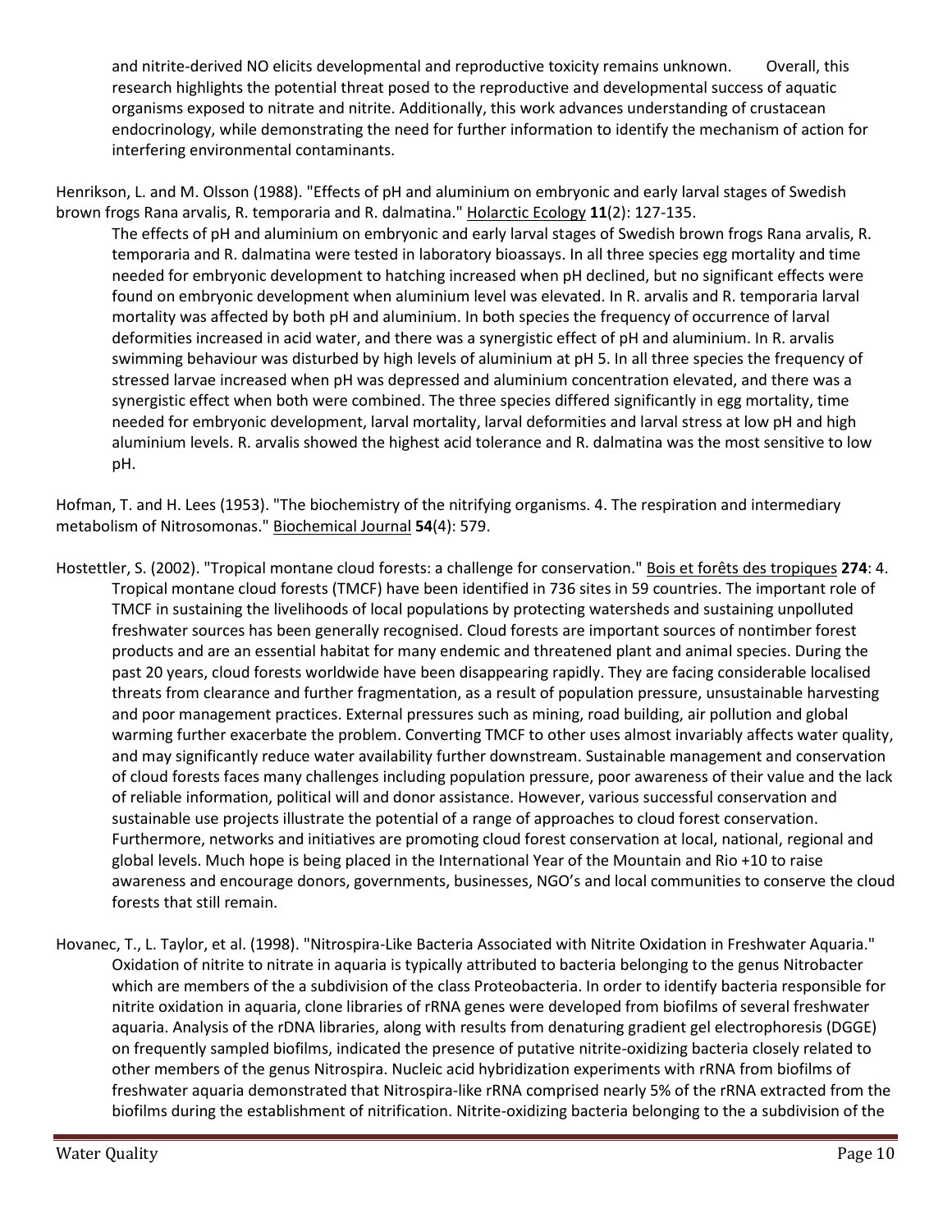and nitrite-derived NO elicits developmental and reproductive toxicity remains unknown.  Overall, this research highlights the potential threat posed to the reproductive and developmental success of aquatic organisms exposed to nitrate and nitrite. Additionally, this work advances understanding of crustacean endocrinology, while demonstrating the need for further information to identify the mechanism of action for interfering environmental contaminants.

Henrikson, L. and M. Olsson (1988). "Effects of pH and aluminium on embryonic and early larval stages of Swedish brown frogs Rana arvalis, R. temporaria and R. dalmatina." Holarctic Ecology **11**(2): 127-135.

The effects of pH and aluminium on embryonic and early larval stages of Swedish brown frogs Rana arvalis, R. temporaria and R. dalmatina were tested in laboratory bioassays. In all three species egg mortality and time needed for embryonic development to hatching increased when pH declined, but no significant effects were found on embryonic development when aluminium level was elevated. In R. arvalis and R. temporaria larval mortality was affected by both pH and aluminium. In both species the frequency of occurrence of larval deformities increased in acid water, and there was a synergistic effect of pH and aluminium. In R. arvalis swimming behaviour was disturbed by high levels of aluminium at pH 5. In all three species the frequency of stressed larvae increased when pH was depressed and aluminium concentration elevated, and there was a synergistic effect when both were combined. The three species differed significantly in egg mortality, time needed for embryonic development, larval mortality, larval deformities and larval stress at low pH and high aluminium levels. R. arvalis showed the highest acid tolerance and R. dalmatina was the most sensitive to low pH.

Hofman, T. and H. Lees (1953). "The biochemistry of the nitrifying organisms. 4. The respiration and intermediary metabolism of Nitrosomonas." Biochemical Journal **54**(4): 579.

Hostettler, S. (2002). "Tropical montane cloud forests: a challenge for conservation." Bois et forêts des tropiques **274**: 4.

Tropical montane cloud forests (TMCF) have been identified in 736 sites in 59 countries. The important role of TMCF in sustaining the livelihoods of local populations by protecting watersheds and sustaining unpolluted freshwater sources has been generally recognised. Cloud forests are important sources of nontimber forest products and are an essential habitat for many endemic and threatened plant and animal species. During the past 20 years, cloud forests worldwide have been disappearing rapidly. They are facing considerable localised threats from clearance and further fragmentation, as a result of population pressure, unsustainable harvesting and poor management practices. External pressures such as mining, road building, air pollution and global warming further exacerbate the problem. Converting TMCF to other uses almost invariably affects water quality, and may significantly reduce water availability further downstream. Sustainable management and conservation of cloud forests faces many challenges including population pressure, poor awareness of their value and the lack of reliable information, political will and donor assistance. However, various successful conservation and sustainable use projects illustrate the potential of a range of approaches to cloud forest conservation. Furthermore, networks and initiatives are promoting cloud forest conservation at local, national, regional and global levels. Much hope is being placed in the International Year of the Mountain and Rio +10 to raise awareness and encourage donors, governments, businesses, NGO's and local communities to conserve the cloud forests that still remain.

Hovanec, T., L. Taylor, et al. (1998). "Nitrospira-Like Bacteria Associated with Nitrite Oxidation in Freshwater Aquaria."

Oxidation of nitrite to nitrate in aquaria is typically attributed to bacteria belonging to the genus Nitrobacter which are members of the a subdivision of the class Proteobacteria. In order to identify bacteria responsible for nitrite oxidation in aquaria, clone libraries of rRNA genes were developed from biofilms of several freshwater aquaria. Analysis of the rDNA libraries, along with results from denaturing gradient gel electrophoresis (DGGE) on frequently sampled biofilms, indicated the presence of putative nitrite-oxidizing bacteria closely related to other members of the genus Nitrospira. Nucleic acid hybridization experiments with rRNA from biofilms of freshwater aquaria demonstrated that Nitrospira-like rRNA comprised nearly 5% of the rRNA extracted from the biofilms during the establishment of nitrification. Nitrite-oxidizing bacteria belonging to the a subdivision of the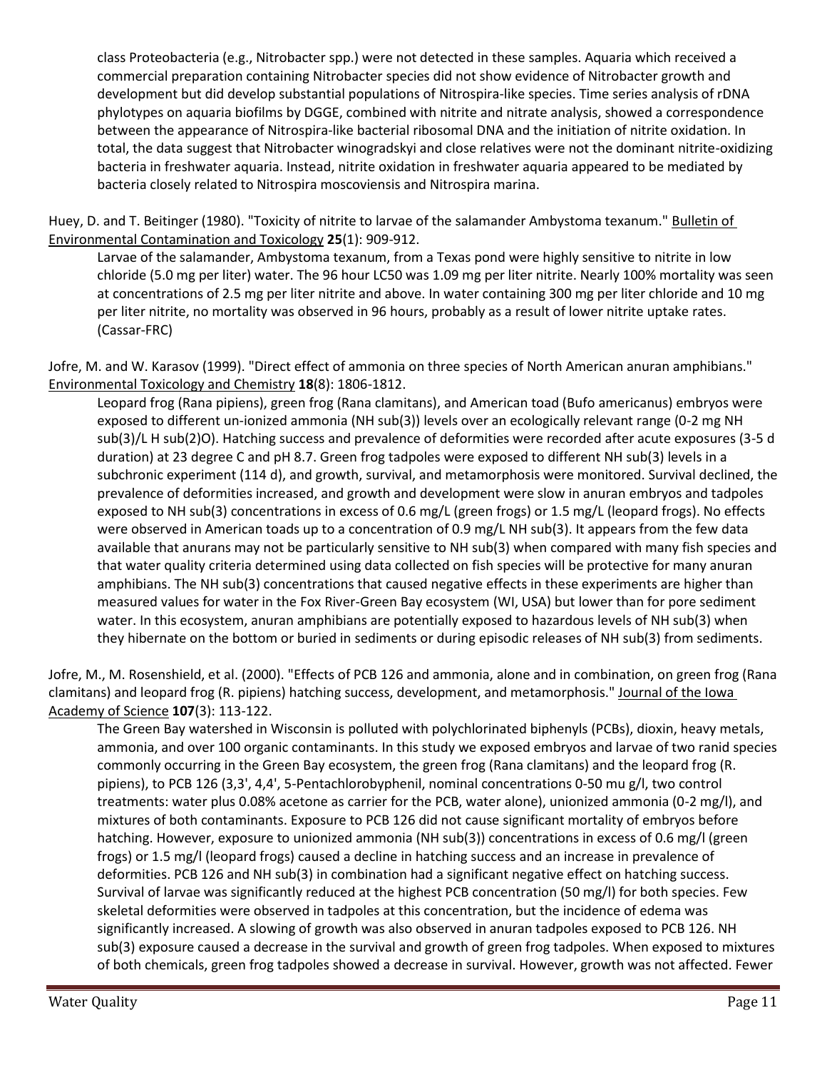class Proteobacteria (e.g., Nitrobacter spp.) were not detected in these samples. Aquaria which received a commercial preparation containing Nitrobacter species did not show evidence of Nitrobacter growth and development but did develop substantial populations of Nitrospira-like species. Time series analysis of rDNA phylotypes on aquaria biofilms by DGGE, combined with nitrite and nitrate analysis, showed a correspondence between the appearance of Nitrospira-like bacterial ribosomal DNA and the initiation of nitrite oxidation. In total, the data suggest that Nitrobacter winogradskyi and close relatives were not the dominant nitrite-oxidizing bacteria in freshwater aquaria. Instead, nitrite oxidation in freshwater aquaria appeared to be mediated by bacteria closely related to Nitrospira moscoviensis and Nitrospira marina.

Huey, D. and T. Beitinger (1980). "Toxicity of nitrite to larvae of the salamander Ambystoma texanum." Bulletin of Environmental Contamination and Toxicology **25**(1): 909-912.

Larvae of the salamander, Ambystoma texanum, from a Texas pond were highly sensitive to nitrite in low chloride (5.0 mg per liter) water. The 96 hour LC50 was 1.09 mg per liter nitrite. Nearly 100% mortality was seen at concentrations of 2.5 mg per liter nitrite and above. In water containing 300 mg per liter chloride and 10 mg per liter nitrite, no mortality was observed in 96 hours, probably as a result of lower nitrite uptake rates. (Cassar-FRC)

Jofre, M. and W. Karasov (1999). "Direct effect of ammonia on three species of North American anuran amphibians." Environmental Toxicology and Chemistry **18**(8): 1806-1812.

Leopard frog (Rana pipiens), green frog (Rana clamitans), and American toad (Bufo americanus) embryos were exposed to different un-ionized ammonia (NH sub(3)) levels over an ecologically relevant range (0-2 mg NH sub(3)/L H sub(2)O). Hatching success and prevalence of deformities were recorded after acute exposures (3-5 d duration) at 23 degree C and pH 8.7. Green frog tadpoles were exposed to different NH sub(3) levels in a subchronic experiment (114 d), and growth, survival, and metamorphosis were monitored. Survival declined, the prevalence of deformities increased, and growth and development were slow in anuran embryos and tadpoles exposed to NH sub(3) concentrations in excess of 0.6 mg/L (green frogs) or 1.5 mg/L (leopard frogs). No effects were observed in American toads up to a concentration of 0.9 mg/L NH sub(3). It appears from the few data available that anurans may not be particularly sensitive to NH sub(3) when compared with many fish species and that water quality criteria determined using data collected on fish species will be protective for many anuran amphibians. The NH sub(3) concentrations that caused negative effects in these experiments are higher than measured values for water in the Fox River-Green Bay ecosystem (WI, USA) but lower than for pore sediment water. In this ecosystem, anuran amphibians are potentially exposed to hazardous levels of NH sub(3) when they hibernate on the bottom or buried in sediments or during episodic releases of NH sub(3) from sediments.

Jofre, M., M. Rosenshield, et al. (2000). "Effects of PCB 126 and ammonia, alone and in combination, on green frog (Rana clamitans) and leopard frog (R. pipiens) hatching success, development, and metamorphosis." Journal of the Iowa Academy of Science **107**(3): 113-122.

The Green Bay watershed in Wisconsin is polluted with polychlorinated biphenyls (PCBs), dioxin, heavy metals, ammonia, and over 100 organic contaminants. In this study we exposed embryos and larvae of two ranid species commonly occurring in the Green Bay ecosystem, the green frog (Rana clamitans) and the leopard frog (R. pipiens), to PCB 126 (3,3', 4,4', 5-Pentachlorobyphenil, nominal concentrations 0-50 mu g/l, two control treatments: water plus 0.08% acetone as carrier for the PCB, water alone), unionized ammonia (0-2 mg/l), and mixtures of both contaminants. Exposure to PCB 126 did not cause significant mortality of embryos before hatching. However, exposure to unionized ammonia (NH sub(3)) concentrations in excess of 0.6 mg/l (green frogs) or 1.5 mg/l (leopard frogs) caused a decline in hatching success and an increase in prevalence of deformities. PCB 126 and NH sub(3) in combination had a significant negative effect on hatching success. Survival of larvae was significantly reduced at the highest PCB concentration (50 mg/l) for both species. Few skeletal deformities were observed in tadpoles at this concentration, but the incidence of edema was significantly increased. A slowing of growth was also observed in anuran tadpoles exposed to PCB 126. NH sub(3) exposure caused a decrease in the survival and growth of green frog tadpoles. When exposed to mixtures of both chemicals, green frog tadpoles showed a decrease in survival. However, growth was not affected. Fewer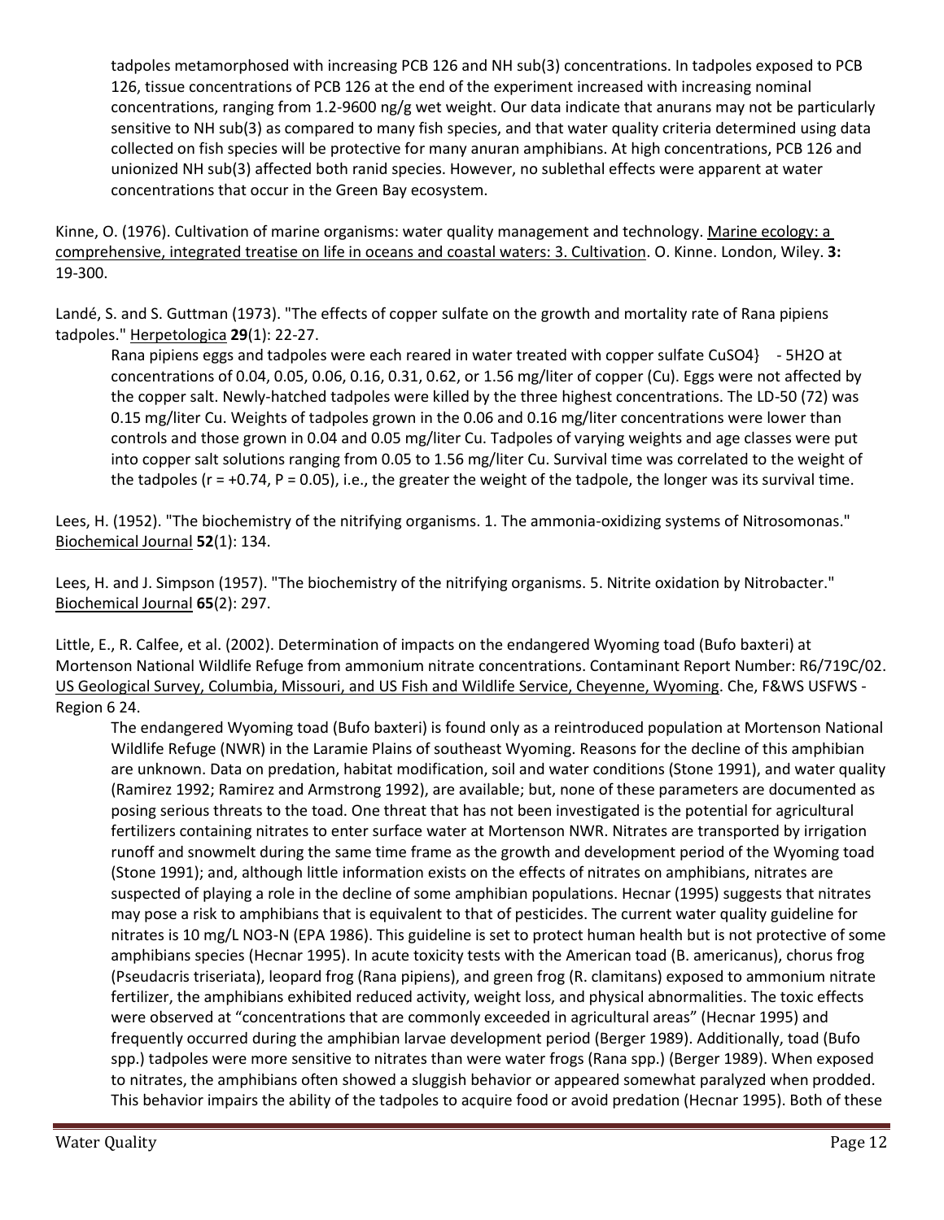tadpoles metamorphosed with increasing PCB 126 and NH sub(3) concentrations. In tadpoles exposed to PCB 126, tissue concentrations of PCB 126 at the end of the experiment increased with increasing nominal concentrations, ranging from 1.2-9600 ng/g wet weight. Our data indicate that anurans may not be particularly sensitive to NH sub(3) as compared to many fish species, and that water quality criteria determined using data collected on fish species will be protective for many anuran amphibians. At high concentrations, PCB 126 and unionized NH sub(3) affected both ranid species. However, no sublethal effects were apparent at water concentrations that occur in the Green Bay ecosystem.

Kinne, O. (1976). Cultivation of marine organisms: water quality management and technology. Marine ecology: a comprehensive, integrated treatise on life in oceans and coastal waters: 3. Cultivation. O. Kinne. London, Wiley. **3:** 19-300.

Landé, S. and S. Guttman (1973). "The effects of copper sulfate on the growth and mortality rate of Rana pipiens tadpoles." Herpetologica **29**(1): 22-27.

> Rana pipiens eggs and tadpoles were each reared in water treated with copper sulfate CuSO4} - 5H2O at concentrations of 0.04, 0.05, 0.06, 0.16, 0.31, 0.62, or 1.56 mg/liter of copper (Cu). Eggs were not affected by the copper salt. Newly-hatched tadpoles were killed by the three highest concentrations. The LD-50 (72) was 0.15 mg/liter Cu. Weights of tadpoles grown in the 0.06 and 0.16 mg/liter concentrations were lower than controls and those grown in 0.04 and 0.05 mg/liter Cu. Tadpoles of varying weights and age classes were put into copper salt solutions ranging from 0.05 to 1.56 mg/liter Cu. Survival time was correlated to the weight of the tadpoles ($r = +0.74$, $P = 0.05$), i.e., the greater the weight of the tadpole, the longer was its survival time.

Lees, H. (1952). "The biochemistry of the nitrifying organisms. 1. The ammonia-oxidizing systems of Nitrosomonas." Biochemical Journal **52**(1): 134.

Lees, H. and J. Simpson (1957). "The biochemistry of the nitrifying organisms. 5. Nitrite oxidation by Nitrobacter." Biochemical Journal **65**(2): 297.

Little, E., R. Calfee, et al. (2002). Determination of impacts on the endangered Wyoming toad (Bufo baxteri) at Mortenson National Wildlife Refuge from ammonium nitrate concentrations. Contaminant Report Number: R6/719C/02. US Geological Survey, Columbia, Missouri, and US Fish and Wildlife Service, Cheyenne, Wyoming. Che, F&WS USFWS - Region 6 24.

> The endangered Wyoming toad (Bufo baxteri) is found only as a reintroduced population at Mortenson National Wildlife Refuge (NWR) in the Laramie Plains of southeast Wyoming. Reasons for the decline of this amphibian are unknown. Data on predation, habitat modification, soil and water conditions (Stone 1991), and water quality (Ramirez 1992; Ramirez and Armstrong 1992), are available; but, none of these parameters are documented as posing serious threats to the toad. One threat that has not been investigated is the potential for agricultural fertilizers containing nitrates to enter surface water at Mortenson NWR. Nitrates are transported by irrigation runoff and snowmelt during the same time frame as the growth and development period of the Wyoming toad (Stone 1991); and, although little information exists on the effects of nitrates on amphibians, nitrates are suspected of playing a role in the decline of some amphibian populations. Hecnar (1995) suggests that nitrates may pose a risk to amphibians that is equivalent to that of pesticides. The current water quality guideline for nitrates is 10 mg/L NO3-N (EPA 1986). This guideline is set to protect human health but is not protective of some amphibians species (Hecnar 1995). In acute toxicity tests with the American toad (B. americanus), chorus frog (Pseudacris triseriata), leopard frog (Rana pipiens), and green frog (R. clamitans) exposed to ammonium nitrate fertilizer, the amphibians exhibited reduced activity, weight loss, and physical abnormalities. The toxic effects were observed at "concentrations that are commonly exceeded in agricultural areas" (Hecnar 1995) and frequently occurred during the amphibian larvae development period (Berger 1989). Additionally, toad (Bufo spp.) tadpoles were more sensitive to nitrates than were water frogs (Rana spp.) (Berger 1989). When exposed to nitrates, the amphibians often showed a sluggish behavior or appeared somewhat paralyzed when prodded. This behavior impairs the ability of the tadpoles to acquire food or avoid predation (Hecnar 1995). Both of these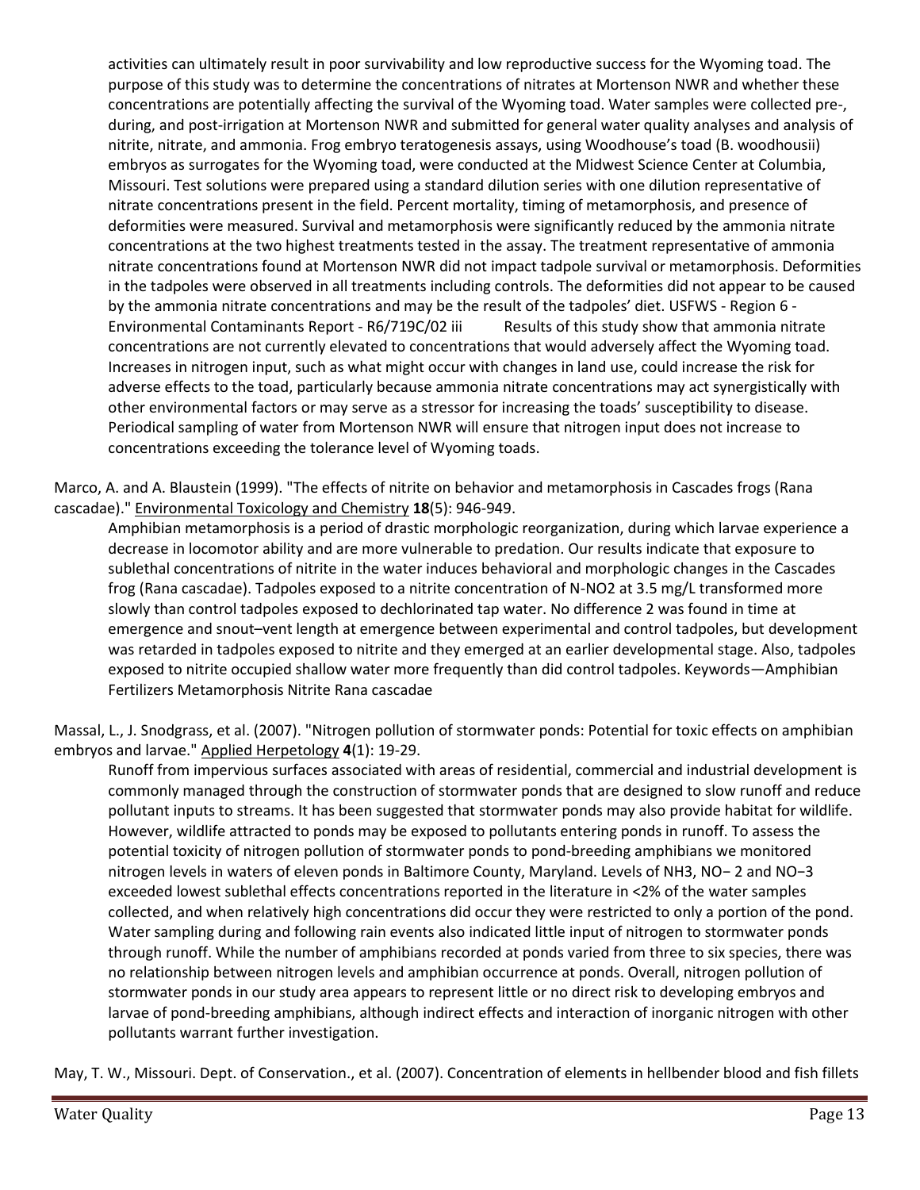activities can ultimately result in poor survivability and low reproductive success for the Wyoming toad. The purpose of this study was to determine the concentrations of nitrates at Mortenson NWR and whether these concentrations are potentially affecting the survival of the Wyoming toad. Water samples were collected pre-, during, and post-irrigation at Mortenson NWR and submitted for general water quality analyses and analysis of nitrite, nitrate, and ammonia. Frog embryo teratogenesis assays, using Woodhouse's toad (B. woodhousii) embryos as surrogates for the Wyoming toad, were conducted at the Midwest Science Center at Columbia, Missouri. Test solutions were prepared using a standard dilution series with one dilution representative of nitrate concentrations present in the field. Percent mortality, timing of metamorphosis, and presence of deformities were measured. Survival and metamorphosis were significantly reduced by the ammonia nitrate concentrations at the two highest treatments tested in the assay. The treatment representative of ammonia nitrate concentrations found at Mortenson NWR did not impact tadpole survival or metamorphosis. Deformities in the tadpoles were observed in all treatments including controls. The deformities did not appear to be caused by the ammonia nitrate concentrations and may be the result of the tadpoles' diet. USFWS - Region 6 - Environmental Contaminants Report - R6/719C/02 iii Results of this study show that ammonia nitrate concentrations are not currently elevated to concentrations that would adversely affect the Wyoming toad. Increases in nitrogen input, such as what might occur with changes in land use, could increase the risk for adverse effects to the toad, particularly because ammonia nitrate concentrations may act synergistically with other environmental factors or may serve as a stressor for increasing the toads' susceptibility to disease. Periodical sampling of water from Mortenson NWR will ensure that nitrogen input does not increase to concentrations exceeding the tolerance level of Wyoming toads.

Marco, A. and A. Blaustein (1999). "The effects of nitrite on behavior and metamorphosis in Cascades frogs (Rana cascadae)." Environmental Toxicology and Chemistry **18**(5): 946-949.

Amphibian metamorphosis is a period of drastic morphologic reorganization, during which larvae experience a decrease in locomotor ability and are more vulnerable to predation. Our results indicate that exposure to sublethal concentrations of nitrite in the water induces behavioral and morphologic changes in the Cascades frog (Rana cascadae). Tadpoles exposed to a nitrite concentration of N-NO2 at 3.5 mg/L transformed more slowly than control tadpoles exposed to dechlorinated tap water. No difference 2 was found in time at emergence and snout–vent length at emergence between experimental and control tadpoles, but development was retarded in tadpoles exposed to nitrite and they emerged at an earlier developmental stage. Also, tadpoles exposed to nitrite occupied shallow water more frequently than did control tadpoles. Keywords—Amphibian Fertilizers Metamorphosis Nitrite Rana cascadae

Massal, L., J. Snodgrass, et al. (2007). "Nitrogen pollution of stormwater ponds: Potential for toxic effects on amphibian embryos and larvae." Applied Herpetology **4**(1): 19-29.

Runoff from impervious surfaces associated with areas of residential, commercial and industrial development is commonly managed through the construction of stormwater ponds that are designed to slow runoff and reduce pollutant inputs to streams. It has been suggested that stormwater ponds may also provide habitat for wildlife. However, wildlife attracted to ponds may be exposed to pollutants entering ponds in runoff. To assess the potential toxicity of nitrogen pollution of stormwater ponds to pond-breeding amphibians we monitored nitrogen levels in waters of eleven ponds in Baltimore County, Maryland. Levels of $NH_3$, $NO^-$ 2 and $NO^-$3 exceeded lowest sublethal effects concentrations reported in the literature in <2% of the water samples collected, and when relatively high concentrations did occur they were restricted to only a portion of the pond. Water sampling during and following rain events also indicated little input of nitrogen to stormwater ponds through runoff. While the number of amphibians recorded at ponds varied from three to six species, there was no relationship between nitrogen levels and amphibian occurrence at ponds. Overall, nitrogen pollution of stormwater ponds in our study area appears to represent little or no direct risk to developing embryos and larvae of pond-breeding amphibians, although indirect effects and interaction of inorganic nitrogen with other pollutants warrant further investigation.

May, T. W., Missouri. Dept. of Conservation., et al. (2007). Concentration of elements in hellbender blood and fish fillets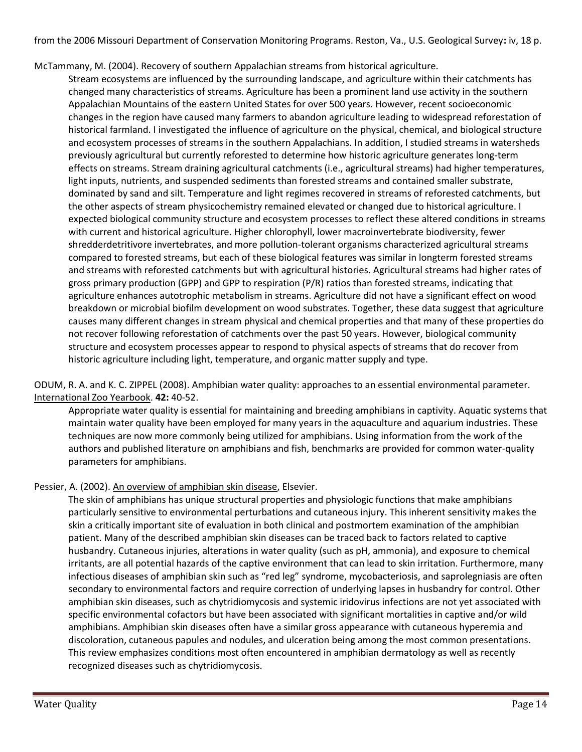from the 2006 Missouri Department of Conservation Monitoring Programs. Reston, Va., U.S. Geological Survey**:** iv, 18 p.

McTammany, M. (2004). Recovery of southern Appalachian streams from historical agriculture.

> Stream ecosystems are influenced by the surrounding landscape, and agriculture within their catchments has changed many characteristics of streams. Agriculture has been a prominent land use activity in the southern Appalachian Mountains of the eastern United States for over 500 years. However, recent socioeconomic changes in the region have caused many farmers to abandon agriculture leading to widespread reforestation of historical farmland. I investigated the influence of agriculture on the physical, chemical, and biological structure and ecosystem processes of streams in the southern Appalachians. In addition, I studied streams in watersheds previously agricultural but currently reforested to determine how historic agriculture generates long-term effects on streams. Stream draining agricultural catchments (i.e., agricultural streams) had higher temperatures, light inputs, nutrients, and suspended sediments than forested streams and contained smaller substrate, dominated by sand and silt. Temperature and light regimes recovered in streams of reforested catchments, but the other aspects of stream physicochemistry remained elevated or changed due to historical agriculture. I expected biological community structure and ecosystem processes to reflect these altered conditions in streams with current and historical agriculture. Higher chlorophyll, lower macroinvertebrate biodiversity, fewer shredderdetritivore invertebrates, and more pollution-tolerant organisms characterized agricultural streams compared to forested streams, but each of these biological features was similar in longterm forested streams and streams with reforested catchments but with agricultural histories. Agricultural streams had higher rates of gross primary production (GPP) and GPP to respiration (P/R) ratios than forested streams, indicating that agriculture enhances autotrophic metabolism in streams. Agriculture did not have a significant effect on wood breakdown or microbial biofilm development on wood substrates. Together, these data suggest that agriculture causes many different changes in stream physical and chemical properties and that many of these properties do not recover following reforestation of catchments over the past 50 years. However, biological community structure and ecosystem processes appear to respond to physical aspects of streams that do recover from historic agriculture including light, temperature, and organic matter supply and type.

ODUM, R. A. and K. C. ZIPPEL (2008). Amphibian water quality: approaches to an essential environmental parameter. International Zoo Yearbook. **42:** 40-52.

> Appropriate water quality is essential for maintaining and breeding amphibians in captivity. Aquatic systems that maintain water quality have been employed for many years in the aquaculture and aquarium industries. These techniques are now more commonly being utilized for amphibians. Using information from the work of the authors and published literature on amphibians and fish, benchmarks are provided for common water-quality parameters for amphibians.

Pessier, A. (2002). An overview of amphibian skin disease, Elsevier.

> The skin of amphibians has unique structural properties and physiologic functions that make amphibians particularly sensitive to environmental perturbations and cutaneous injury. This inherent sensitivity makes the skin a critically important site of evaluation in both clinical and postmortem examination of the amphibian patient. Many of the described amphibian skin diseases can be traced back to factors related to captive husbandry. Cutaneous injuries, alterations in water quality (such as pH, ammonia), and exposure to chemical irritants, are all potential hazards of the captive environment that can lead to skin irritation. Furthermore, many infectious diseases of amphibian skin such as "red leg" syndrome, mycobacteriosis, and saprolegniasis are often secondary to environmental factors and require correction of underlying lapses in husbandry for control. Other amphibian skin diseases, such as chytridiomycosis and systemic iridovirus infections are not yet associated with specific environmental cofactors but have been associated with significant mortalities in captive and/or wild amphibians. Amphibian skin diseases often have a similar gross appearance with cutaneous hyperemia and discoloration, cutaneous papules and nodules, and ulceration being among the most common presentations. This review emphasizes conditions most often encountered in amphibian dermatology as well as recently recognized diseases such as chytridiomycosis.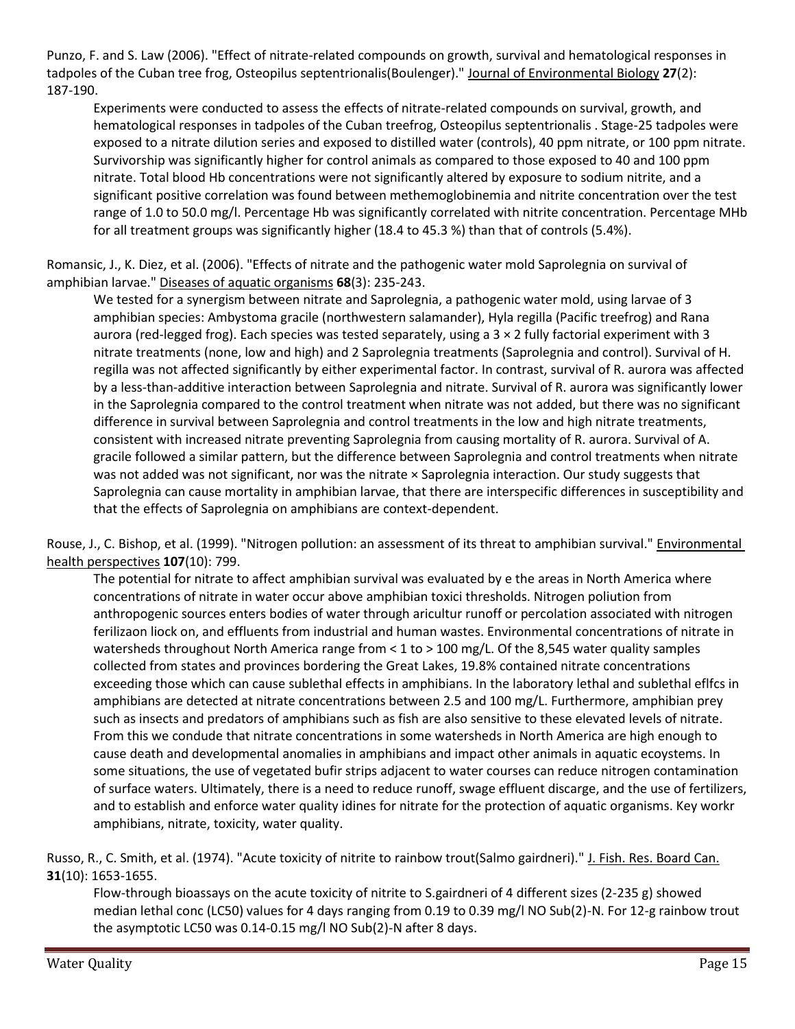Punzo, F. and S. Law (2006). "Effect of nitrate-related compounds on growth, survival and hematological responses in tadpoles of the Cuban tree frog, Osteopilus septentrionalis(Boulenger)." Journal of Environmental Biology **27**(2): 187-190.

> Experiments were conducted to assess the effects of nitrate-related compounds on survival, growth, and hematological responses in tadpoles of the Cuban treefrog, Osteopilus septentrionalis . Stage-25 tadpoles were exposed to a nitrate dilution series and exposed to distilled water (controls), 40 ppm nitrate, or 100 ppm nitrate. Survivorship was significantly higher for control animals as compared to those exposed to 40 and 100 ppm nitrate. Total blood Hb concentrations were not significantly altered by exposure to sodium nitrite, and a significant positive correlation was found between methemoglobinemia and nitrite concentration over the test range of 1.0 to 50.0 mg/l. Percentage Hb was significantly correlated with nitrite concentration. Percentage MHb for all treatment groups was significantly higher (18.4 to 45.3 %) than that of controls (5.4%).

Romansic, J., K. Diez, et al. (2006). "Effects of nitrate and the pathogenic water mold Saprolegnia on survival of amphibian larvae." Diseases of aquatic organisms **68**(3): 235-243.

> We tested for a synergism between nitrate and Saprolegnia, a pathogenic water mold, using larvae of 3 amphibian species: Ambystoma gracile (northwestern salamander), Hyla regilla (Pacific treefrog) and Rana aurora (red-legged frog). Each species was tested separately, using a 3 × 2 fully factorial experiment with 3 nitrate treatments (none, low and high) and 2 Saprolegnia treatments (Saprolegnia and control). Survival of H. regilla was not affected significantly by either experimental factor. In contrast, survival of R. aurora was affected by a less-than-additive interaction between Saprolegnia and nitrate. Survival of R. aurora was significantly lower in the Saprolegnia compared to the control treatment when nitrate was not added, but there was no significant difference in survival between Saprolegnia and control treatments in the low and high nitrate treatments, consistent with increased nitrate preventing Saprolegnia from causing mortality of R. aurora. Survival of A. gracile followed a similar pattern, but the difference between Saprolegnia and control treatments when nitrate was not added was not significant, nor was the nitrate × Saprolegnia interaction. Our study suggests that Saprolegnia can cause mortality in amphibian larvae, that there are interspecific differences in susceptibility and that the effects of Saprolegnia on amphibians are context-dependent.

Rouse, J., C. Bishop, et al. (1999). "Nitrogen pollution: an assessment of its threat to amphibian survival." Environmental health perspectives **107**(10): 799.

> The potential for nitrate to affect amphibian survival was evaluated by e the areas in North America where concentrations of nitrate in water occur above amphibian toxici thresholds. Nitrogen poliution from anthropogenic sources enters bodies of water through aricultur runoff or percolation associated with nitrogen ferilizaon liock on, and effluents from industrial and human wastes. Environmental concentrations of nitrate in watersheds throughout North America range from < 1 to > 100 mg/L. Of the 8,545 water quality samples collected from states and provinces bordering the Great Lakes, 19.8% contained nitrate concentrations exceeding those which can cause sublethal effects in amphibians. In the laboratory lethal and sublethal efIfcs in amphibians are detected at nitrate concentrations between 2.5 and 100 mg/L. Furthermore, amphibian prey such as insects and predators of amphibians such as fish are also sensitive to these elevated levels of nitrate. From this we condude that nitrate concentrations in some watersheds in North America are high enough to cause death and developmental anomalies in amphibians and impact other animals in aquatic ecoystems. In some situations, the use of vegetated bufir strips adjacent to water courses can reduce nitrogen contamination of surface waters. Ultimately, there is a need to reduce runoff, swage effluent discarge, and the use of fertilizers, and to establish and enforce water quality idines for nitrate for the protection of aquatic organisms. Key workr amphibians, nitrate, toxicity, water quality.

Russo, R., C. Smith, et al. (1974). "Acute toxicity of nitrite to rainbow trout(Salmo gairdneri)." J. Fish. Res. Board Can. **31**(10): 1653-1655.

> Flow-through bioassays on the acute toxicity of nitrite to S.gairdneri of 4 different sizes (2-235 g) showed median lethal conc (LC50) values for 4 days ranging from 0.19 to 0.39 mg/l NO Sub(2)-N. For 12-g rainbow trout the asymptotic LC50 was 0.14-0.15 mg/l NO Sub(2)-N after 8 days.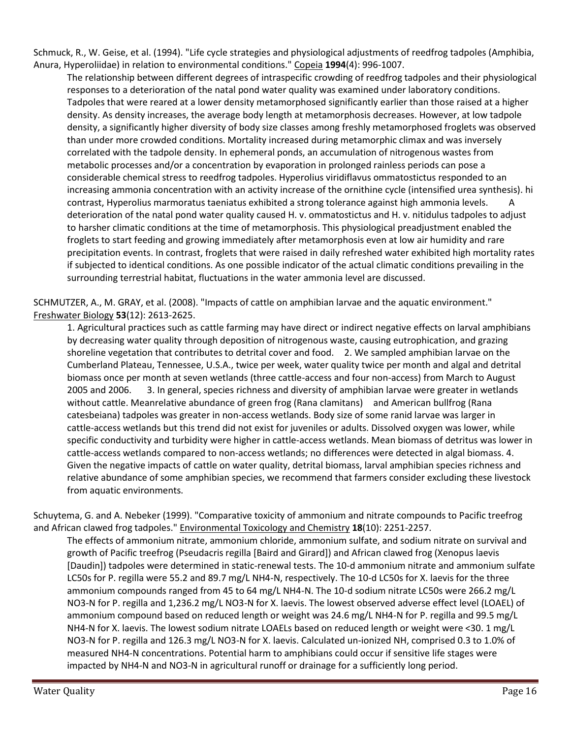Schmuck, R., W. Geise, et al. (1994). "Life cycle strategies and physiological adjustments of reedfrog tadpoles (Amphibia, Anura, Hyperoliidae) in relation to environmental conditions." Copeia **1994**(4): 996-1007.

The relationship between different degrees of intraspecific crowding of reedfrog tadpoles and their physiological responses to a deterioration of the natal pond water quality was examined under laboratory conditions. Tadpoles that were reared at a lower density metamorphosed significantly earlier than those raised at a higher density. As density increases, the average body length at metamorphosis decreases. However, at low tadpole density, a significantly higher diversity of body size classes among freshly metamorphosed froglets was observed than under more crowded conditions. Mortality increased during metamorphic climax and was inversely correlated with the tadpole density. In ephemeral ponds, an accumulation of nitrogenous wastes from metabolic processes and/or a concentration by evaporation in prolonged rainless periods can pose a considerable chemical stress to reedfrog tadpoles. Hyperolius viridiflavus ommatostictus responded to an increasing ammonia concentration with an activity increase of the ornithine cycle (intensified urea synthesis). hi contrast, Hyperolius marmoratus taeniatus exhibited a strong tolerance against high ammonia levels. A deterioration of the natal pond water quality caused H. v. ommatostictus and H. v. nitidulus tadpoles to adjust to harsher climatic conditions at the time of metamorphosis. This physiological preadjustment enabled the froglets to start feeding and growing immediately after metamorphosis even at low air humidity and rare precipitation events. In contrast, froglets that were raised in daily refreshed water exhibited high mortality rates if subjected to identical conditions. As one possible indicator of the actual climatic conditions prevailing in the surrounding terrestrial habitat, fluctuations in the water ammonia level are discussed.

SCHMUTZER, A., M. GRAY, et al. (2008). "Impacts of cattle on amphibian larvae and the aquatic environment." Freshwater Biology **53**(12): 2613-2625.

1. Agricultural practices such as cattle farming may have direct or indirect negative effects on larval amphibians by decreasing water quality through deposition of nitrogenous waste, causing eutrophication, and grazing shoreline vegetation that contributes to detrital cover and food. 2. We sampled amphibian larvae on the Cumberland Plateau, Tennessee, U.S.A., twice per week, water quality twice per month and algal and detrital biomass once per month at seven wetlands (three cattle-access and four non-access) from March to August 2005 and 2006. 3. In general, species richness and diversity of amphibian larvae were greater in wetlands without cattle. Meanrelative abundance of green frog (Rana clamitans) and American bullfrog (Rana catesbeiana) tadpoles was greater in non-access wetlands. Body size of some ranid larvae was larger in cattle-access wetlands but this trend did not exist for juveniles or adults. Dissolved oxygen was lower, while specific conductivity and turbidity were higher in cattle-access wetlands. Mean biomass of detritus was lower in cattle-access wetlands compared to non-access wetlands; no differences were detected in algal biomass. 4. Given the negative impacts of cattle on water quality, detrital biomass, larval amphibian species richness and relative abundance of some amphibian species, we recommend that farmers consider excluding these livestock from aquatic environments.

Schuytema, G. and A. Nebeker (1999). "Comparative toxicity of ammonium and nitrate compounds to Pacific treefrog and African clawed frog tadpoles." Environmental Toxicology and Chemistry **18**(10): 2251-2257.

The effects of ammonium nitrate, ammonium chloride, ammonium sulfate, and sodium nitrate on survival and growth of Pacific treefrog (Pseudacris regilla [Baird and Girard]) and African clawed frog (Xenopus laevis [Daudin]) tadpoles were determined in static-renewal tests. The 10-d ammonium nitrate and ammonium sulfate LC50s for P. regilla were 55.2 and 89.7 mg/L $NH_4$-N, respectively. The 10-d LC50s for X. laevis for the three ammonium compounds ranged from 45 to 64 mg/L $NH_4$-N. The 10-d sodium nitrate LC50s were 266.2 mg/L $NO_3$-N for P. regilla and 1,236.2 mg/L $NO_3$-N for X. laevis. The lowest observed adverse effect level (LOAEL) of ammonium compound based on reduced length or weight was 24.6 mg/L $NH_4$-N for P. regilla and 99.5 mg/L $NH_4$-N for X. laevis. The lowest sodium nitrate LOAELs based on reduced length or weight were <30. 1 mg/L $NO_3$-N for P. regilla and 126.3 mg/L $NO_3$-N for X. laevis. Calculated un-ionized NH, comprised 0.3 to 1.0% of measured $NH_4$-N concentrations. Potential harm to amphibians could occur if sensitive life stages were impacted by $NH_4$-N and $NO_3$-N in agricultural runoff or drainage for a sufficiently long period.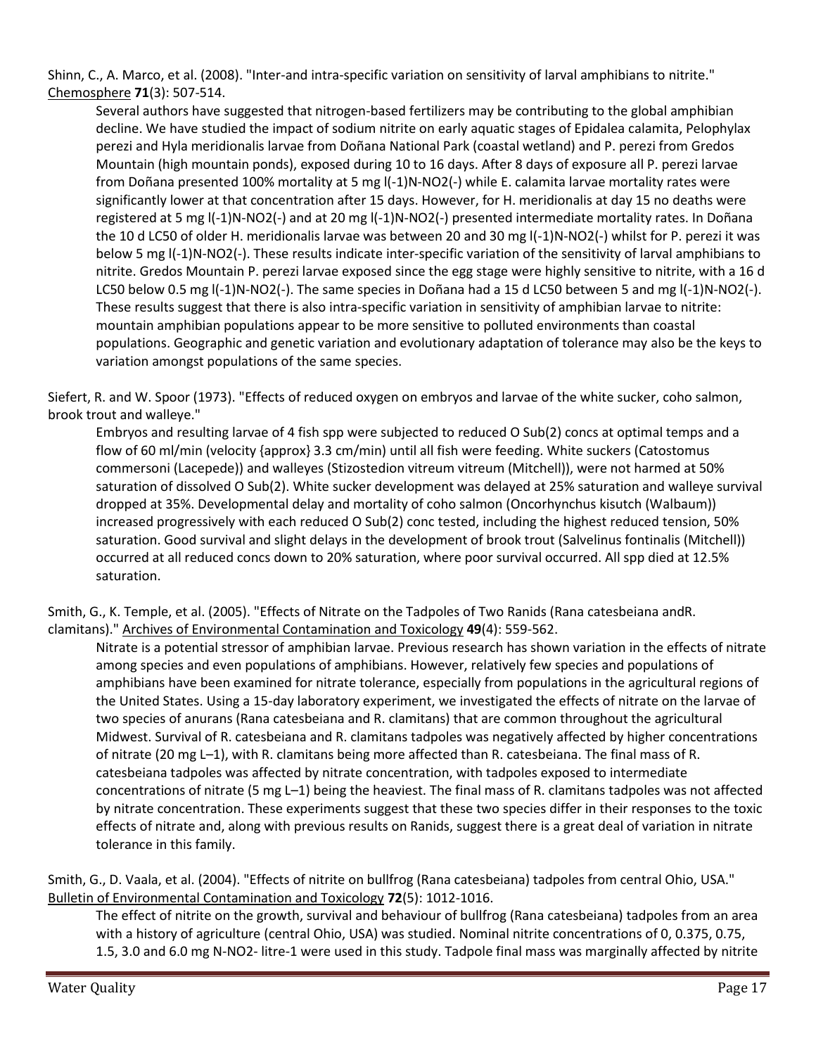Shinn, C., A. Marco, et al. (2008). "Inter-and intra-specific variation on sensitivity of larval amphibians to nitrite." Chemosphere **71**(3): 507-514.

> Several authors have suggested that nitrogen-based fertilizers may be contributing to the global amphibian decline. We have studied the impact of sodium nitrite on early aquatic stages of Epidalea calamita, Pelophylax perezi and Hyla meridionalis larvae from Doñana National Park (coastal wetland) and P. perezi from Gredos Mountain (high mountain ponds), exposed during 10 to 16 days. After 8 days of exposure all P. perezi larvae from Doñana presented 100% mortality at 5 mg l(-1)N-NO2(-) while E. calamita larvae mortality rates were significantly lower at that concentration after 15 days. However, for H. meridionalis at day 15 no deaths were registered at 5 mg l(-1)N-NO2(-) and at 20 mg l(-1)N-NO2(-) presented intermediate mortality rates. In Doñana the 10 d LC50 of older H. meridionalis larvae was between 20 and 30 mg l(-1)N-NO2(-) whilst for P. perezi it was below 5 mg l(-1)N-NO2(-). These results indicate inter-specific variation of the sensitivity of larval amphibians to nitrite. Gredos Mountain P. perezi larvae exposed since the egg stage were highly sensitive to nitrite, with a 16 d LC50 below 0.5 mg l(-1)N-NO2(-). The same species in Doñana had a 15 d LC50 between 5 and mg l(-1)N-NO2(-). These results suggest that there is also intra-specific variation in sensitivity of amphibian larvae to nitrite: mountain amphibian populations appear to be more sensitive to polluted environments than coastal populations. Geographic and genetic variation and evolutionary adaptation of tolerance may also be the keys to variation amongst populations of the same species.

Siefert, R. and W. Spoor (1973). "Effects of reduced oxygen on embryos and larvae of the white sucker, coho salmon, brook trout and walleye."

> Embryos and resulting larvae of 4 fish spp were subjected to reduced O Sub(2) concs at optimal temps and a flow of 60 ml/min (velocity {approx} 3.3 cm/min) until all fish were feeding. White suckers (Catostomus commersoni (Lacepede)) and walleyes (Stizostedion vitreum vitreum (Mitchell)), were not harmed at 50% saturation of dissolved O Sub(2). White sucker development was delayed at 25% saturation and walleye survival dropped at 35%. Developmental delay and mortality of coho salmon (Oncorhynchus kisutch (Walbaum)) increased progressively with each reduced O Sub(2) conc tested, including the highest reduced tension, 50% saturation. Good survival and slight delays in the development of brook trout (Salvelinus fontinalis (Mitchell)) occurred at all reduced concs down to 20% saturation, where poor survival occurred. All spp died at 12.5% saturation.

Smith, G., K. Temple, et al. (2005). "Effects of Nitrate on the Tadpoles of Two Ranids (Rana catesbeiana andR. clamitans)." Archives of Environmental Contamination and Toxicology **49**(4): 559-562.

> Nitrate is a potential stressor of amphibian larvae. Previous research has shown variation in the effects of nitrate among species and even populations of amphibians. However, relatively few species and populations of amphibians have been examined for nitrate tolerance, especially from populations in the agricultural regions of the United States. Using a 15-day laboratory experiment, we investigated the effects of nitrate on the larvae of two species of anurans (Rana catesbeiana and R. clamitans) that are common throughout the agricultural Midwest. Survival of R. catesbeiana and R. clamitans tadpoles was negatively affected by higher concentrations of nitrate (20 mg L–1), with R. clamitans being more affected than R. catesbeiana. The final mass of R. catesbeiana tadpoles was affected by nitrate concentration, with tadpoles exposed to intermediate concentrations of nitrate (5 mg L–1) being the heaviest. The final mass of R. clamitans tadpoles was not affected by nitrate concentration. These experiments suggest that these two species differ in their responses to the toxic effects of nitrate and, along with previous results on Ranids, suggest there is a great deal of variation in nitrate tolerance in this family.

Smith, G., D. Vaala, et al. (2004). "Effects of nitrite on bullfrog (Rana catesbeiana) tadpoles from central Ohio, USA." Bulletin of Environmental Contamination and Toxicology **72**(5): 1012-1016.

> The effect of nitrite on the growth, survival and behaviour of bullfrog (Rana catesbeiana) tadpoles from an area with a history of agriculture (central Ohio, USA) was studied. Nominal nitrite concentrations of 0, 0.375, 0.75, 1.5, 3.0 and 6.0 mg N-NO2- litre-1 were used in this study. Tadpole final mass was marginally affected by nitrite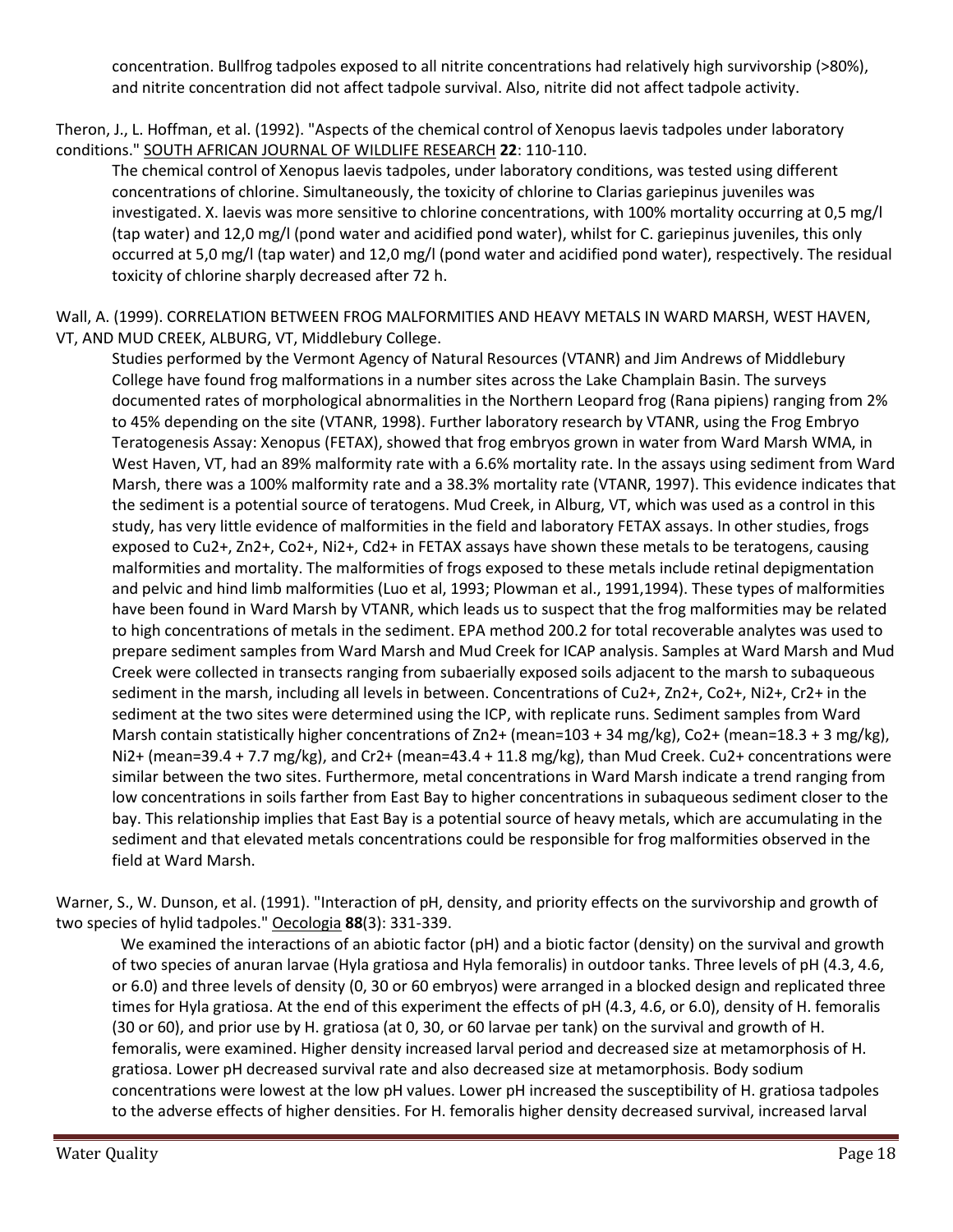concentration. Bullfrog tadpoles exposed to all nitrite concentrations had relatively high survivorship (>80%), and nitrite concentration did not affect tadpole survival. Also, nitrite did not affect tadpole activity.

Theron, J., L. Hoffman, et al. (1992). "Aspects of the chemical control of Xenopus laevis tadpoles under laboratory conditions." SOUTH AFRICAN JOURNAL OF WILDLIFE RESEARCH **22**: 110-110.

The chemical control of Xenopus laevis tadpoles, under laboratory conditions, was tested using different concentrations of chlorine. Simultaneously, the toxicity of chlorine to Clarias gariepinus juveniles was investigated. X. laevis was more sensitive to chlorine concentrations, with 100% mortality occurring at 0,5 mg/l (tap water) and 12,0 mg/l (pond water and acidified pond water), whilst for C. gariepinus juveniles, this only occurred at 5,0 mg/l (tap water) and 12,0 mg/l (pond water and acidified pond water), respectively. The residual toxicity of chlorine sharply decreased after 72 h.

Wall, A. (1999). CORRELATION BETWEEN FROG MALFORMITIES AND HEAVY METALS IN WARD MARSH, WEST HAVEN, VT, AND MUD CREEK, ALBURG, VT, Middlebury College.

Studies performed by the Vermont Agency of Natural Resources (VTANR) and Jim Andrews of Middlebury College have found frog malformations in a number sites across the Lake Champlain Basin. The surveys documented rates of morphological abnormalities in the Northern Leopard frog (Rana pipiens) ranging from 2% to 45% depending on the site (VTANR, 1998). Further laboratory research by VTANR, using the Frog Embryo Teratogenesis Assay: Xenopus (FETAX), showed that frog embryos grown in water from Ward Marsh WMA, in West Haven, VT, had an 89% malformity rate with a 6.6% mortality rate. In the assays using sediment from Ward Marsh, there was a 100% malformity rate and a 38.3% mortality rate (VTANR, 1997). This evidence indicates that the sediment is a potential source of teratogens. Mud Creek, in Alburg, VT, which was used as a control in this study, has very little evidence of malformities in the field and laboratory FETAX assays. In other studies, frogs exposed to $Cu^{2+}$, $Zn^{2+}$, $Co^{2+}$, $Ni^{2+}$, $Cd^{2+}$ in FETAX assays have shown these metals to be teratogens, causing malformities and mortality. The malformities of frogs exposed to these metals include retinal depigmentation and pelvic and hind limb malformities (Luo et al, 1993; Plowman et al., 1991,1994). These types of malformities have been found in Ward Marsh by VTANR, which leads us to suspect that the frog malformities may be related to high concentrations of metals in the sediment. EPA method 200.2 for total recoverable analytes was used to prepare sediment samples from Ward Marsh and Mud Creek for ICAP analysis. Samples at Ward Marsh and Mud Creek were collected in transects ranging from subaerially exposed soils adjacent to the marsh to subaqueous sediment in the marsh, including all levels in between. Concentrations of $Cu^{2+}$, $Zn^{2+}$, $Co^{2+}$, $Ni^{2+}$, $Cr^{2+}$ in the sediment at the two sites were determined using the ICP, with replicate runs. Sediment samples from Ward Marsh contain statistically higher concentrations of $Zn^{2+}$ (mean=103 + 34 mg/kg), $Co^{2+}$ (mean=18.3 + 3 mg/kg), $Ni^{2+}$ (mean=39.4 + 7.7 mg/kg), and $Cr^{2+}$ (mean=43.4 + 11.8 mg/kg), than Mud Creek. $Cu^{2+}$ concentrations were similar between the two sites. Furthermore, metal concentrations in Ward Marsh indicate a trend ranging from low concentrations in soils farther from East Bay to higher concentrations in subaqueous sediment closer to the bay. This relationship implies that East Bay is a potential source of heavy metals, which are accumulating in the sediment and that elevated metals concentrations could be responsible for frog malformities observed in the field at Ward Marsh.

Warner, S., W. Dunson, et al. (1991). "Interaction of pH, density, and priority effects on the survivorship and growth of two species of hylid tadpoles." Oecologia **88**(3): 331-339.

We examined the interactions of an abiotic factor (pH) and a biotic factor (density) on the survival and growth of two species of anuran larvae (Hyla gratiosa and Hyla femoralis) in outdoor tanks. Three levels of pH (4.3, 4.6, or 6.0) and three levels of density (0, 30 or 60 embryos) were arranged in a blocked design and replicated three times for Hyla gratiosa. At the end of this experiment the effects of pH (4.3, 4.6, or 6.0), density of H. femoralis (30 or 60), and prior use by H. gratiosa (at 0, 30, or 60 larvae per tank) on the survival and growth of H. femoralis, were examined. Higher density increased larval period and decreased size at metamorphosis of H. gratiosa. Lower pH decreased survival rate and also decreased size at metamorphosis. Body sodium concentrations were lowest at the low pH values. Lower pH increased the susceptibility of H. gratiosa tadpoles to the adverse effects of higher densities. For H. femoralis higher density decreased survival, increased larval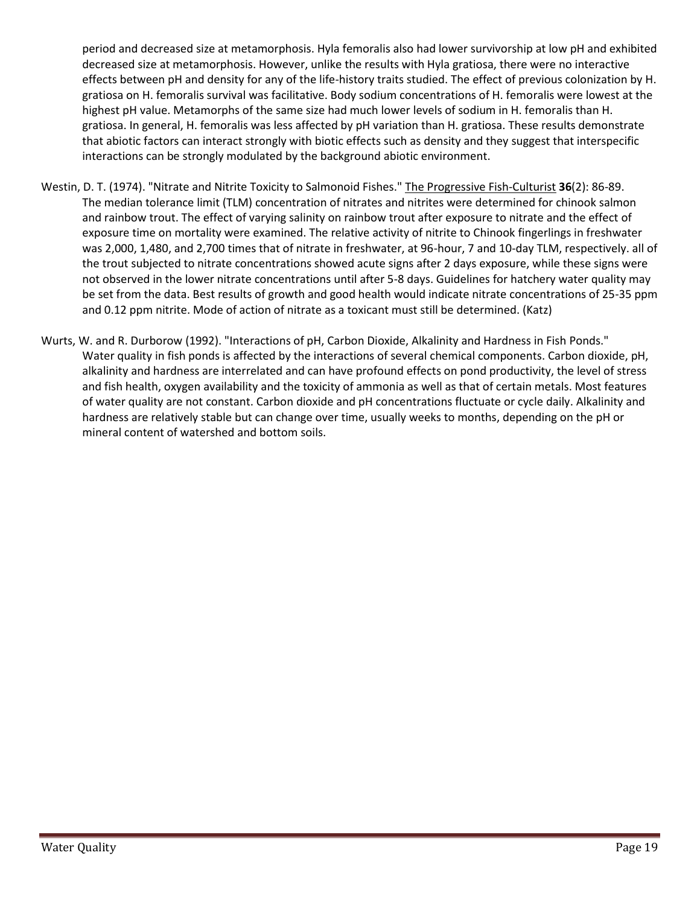period and decreased size at metamorphosis. Hyla femoralis also had lower survivorship at low pH and exhibited decreased size at metamorphosis. However, unlike the results with Hyla gratiosa, there were no interactive effects between pH and density for any of the life-history traits studied. The effect of previous colonization by H. gratiosa on H. femoralis survival was facilitative. Body sodium concentrations of H. femoralis were lowest at the highest pH value. Metamorphs of the same size had much lower levels of sodium in H. femoralis than H. gratiosa. In general, H. femoralis was less affected by pH variation than H. gratiosa. These results demonstrate that abiotic factors can interact strongly with biotic effects such as density and they suggest that interspecific interactions can be strongly modulated by the background abiotic environment.

Westin, D. T. (1974). "Nitrate and Nitrite Toxicity to Salmonoid Fishes." The Progressive Fish-Culturist **36**(2): 86-89.
The median tolerance limit (TLM) concentration of nitrates and nitrites were determined for chinook salmon and rainbow trout. The effect of varying salinity on rainbow trout after exposure to nitrate and the effect of exposure time on mortality were examined. The relative activity of nitrite to Chinook fingerlings in freshwater was 2,000, 1,480, and 2,700 times that of nitrate in freshwater, at 96-hour, 7 and 10-day TLM, respectively. all of the trout subjected to nitrate concentrations showed acute signs after 2 days exposure, while these signs were not observed in the lower nitrate concentrations until after 5-8 days. Guidelines for hatchery water quality may be set from the data. Best results of growth and good health would indicate nitrate concentrations of 25-35 ppm and 0.12 ppm nitrite. Mode of action of nitrate as a toxicant must still be determined. (Katz)

Wurts, W. and R. Durborow (1992). "Interactions of pH, Carbon Dioxide, Alkalinity and Hardness in Fish Ponds."
Water quality in fish ponds is affected by the interactions of several chemical components. Carbon dioxide, pH, alkalinity and hardness are interrelated and can have profound effects on pond productivity, the level of stress and fish health, oxygen availability and the toxicity of ammonia as well as that of certain metals. Most features of water quality are not constant. Carbon dioxide and pH concentrations fluctuate or cycle daily. Alkalinity and hardness are relatively stable but can change over time, usually weeks to months, depending on the pH or mineral content of watershed and bottom soils.